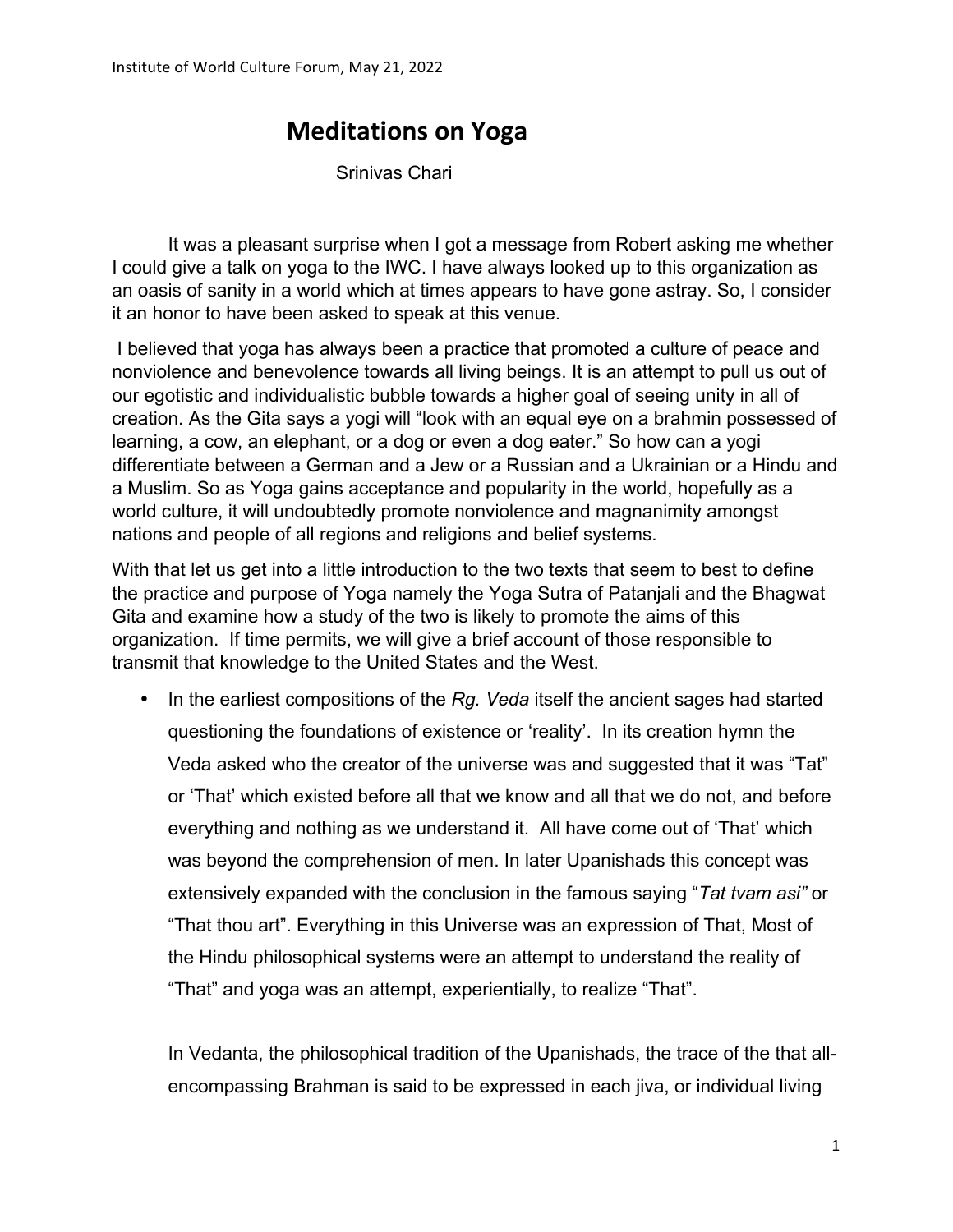# Meditations on Yoga

Srinivas Chari

It was a pleasant surprise when I got a message from Robert asking me whether I could give a talk on yoga to the IWC. I have always looked up to this organization as an oasis of sanity in a world which at times appears to have gone astray. So, I consider it an honor to have been asked to speak at this venue.

I believed that yoga has always been a practice that promoted a culture of peace and nonviolence and benevolence towards all living beings. It is an attempt to pull us out of our egotistic and individualistic bubble towards a higher goal of seeing unity in all of creation. As the Gita says a yogi will "look with an equal eye on a brahmin possessed of learning, a cow, an elephant, or a dog or even a dog eater." So how can a yogi differentiate between a German and a Jew or a Russian and a Ukrainian or a Hindu and a Muslim. So as Yoga gains acceptance and popularity in the world, hopefully as a world culture, it will undoubtedly promote nonviolence and magnanimity amongst nations and people of all regions and religions and belief systems.

With that let us get into a little introduction to the two texts that seem to best to define the practice and purpose of Yoga namely the Yoga Sutra of Patanjali and the Bhagwat Gita and examine how a study of the two is likely to promote the aims of this organization. If time permits, we will give a brief account of those responsible to transmit that knowledge to the United States and the West.

- In the earliest compositions of the *Rg. Veda* itself the ancient sages had started questioning the foundations of existence or 'reality'. In its creation hymn the Veda asked who the creator of the universe was and suggested that it was "Tat" or 'That' which existed before all that we know and all that we do not, and before everything and nothing as we understand it. All have come out of 'That' which was beyond the comprehension of men. In later Upanishads this concept was extensively expanded with the conclusion in the famous saying "*Tat tvam asi"* or "That thou art". Everything in this Universe was an expression of That, Most of the Hindu philosophical systems were an attempt to understand the reality of "That" and yoga was an attempt, experientially, to realize "That".

  In Vedanta, the philosophical tradition of the Upanishads, the trace of the that all-encompassing Brahman is said to be expressed in each jiva, or individual living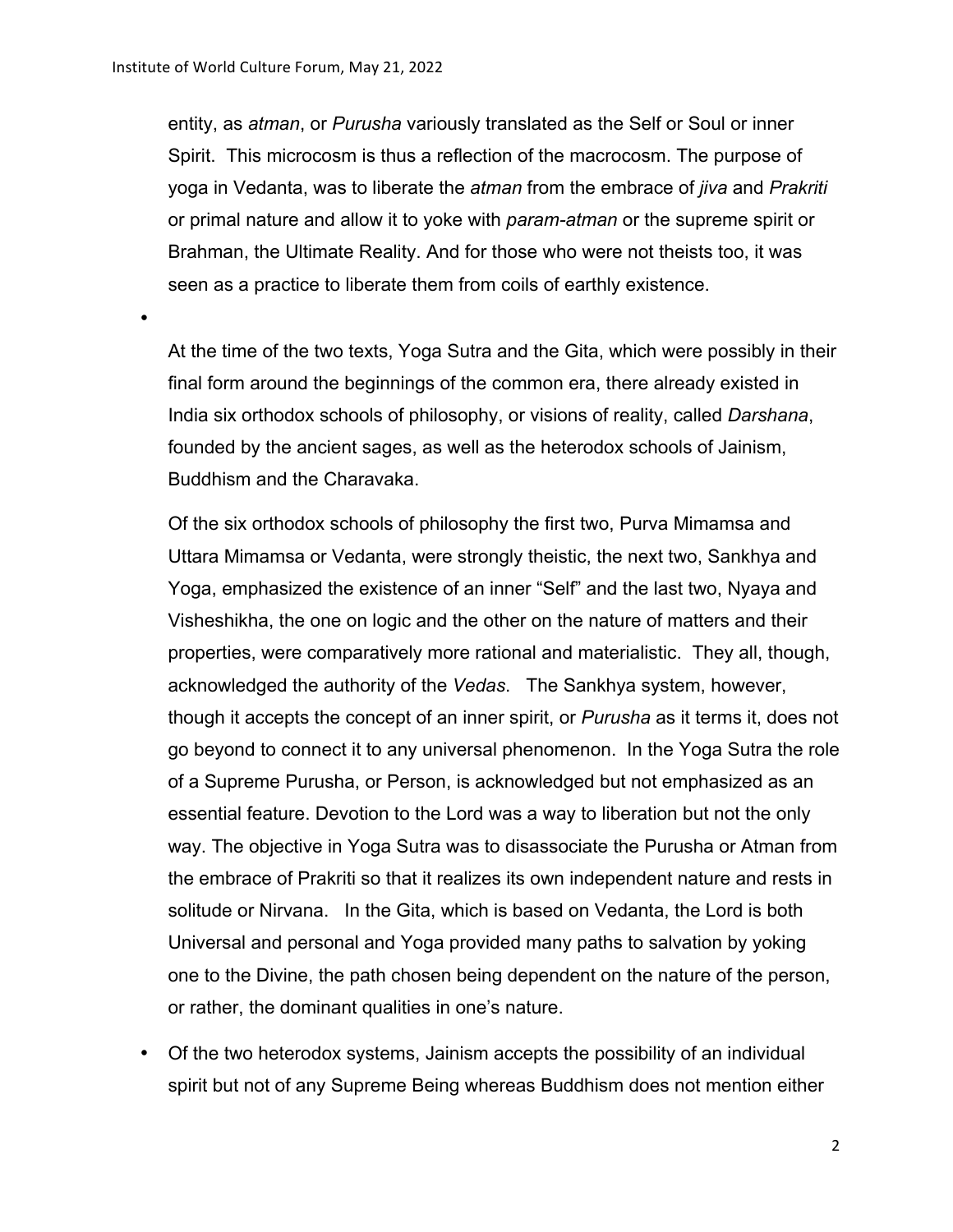entity, as *atman*, or *Purusha* variously translated as the Self or Soul or inner Spirit. This microcosm is thus a reflection of the macrocosm. The purpose of yoga in Vedanta, was to liberate the *atman* from the embrace of *jiva* and *Prakriti* or primal nature and allow it to yoke with *param-atman* or the supreme spirit or Brahman, the Ultimate Reality. And for those who were not theists too, it was seen as a practice to liberate them from coils of earthly existence.

- At the time of the two texts, Yoga Sutra and the Gita, which were possibly in their final form around the beginnings of the common era, there already existed in India six orthodox schools of philosophy, or visions of reality, called *Darshana*, founded by the ancient sages, as well as the heterodox schools of Jainism, Buddhism and the Charavaka.

  Of the six orthodox schools of philosophy the first two, Purva Mimamsa and Uttara Mimamsa or Vedanta, were strongly theistic, the next two, Sankhya and Yoga, emphasized the existence of an inner "Self" and the last two, Nyaya and Visheshikha, the one on logic and the other on the nature of matters and their properties, were comparatively more rational and materialistic. They all, though, acknowledged the authority of the *Vedas*. The Sankhya system, however, though it accepts the concept of an inner spirit, or *Purusha* as it terms it, does not go beyond to connect it to any universal phenomenon. In the Yoga Sutra the role of a Supreme Purusha, or Person, is acknowledged but not emphasized as an essential feature. Devotion to the Lord was a way to liberation but not the only way. The objective in Yoga Sutra was to disassociate the Purusha or Atman from the embrace of Prakriti so that it realizes its own independent nature and rests in solitude or Nirvana. In the Gita, which is based on Vedanta, the Lord is both Universal and personal and Yoga provided many paths to salvation by yoking one to the Divine, the path chosen being dependent on the nature of the person, or rather, the dominant qualities in one's nature.

- Of the two heterodox systems, Jainism accepts the possibility of an individual spirit but not of any Supreme Being whereas Buddhism does not mention either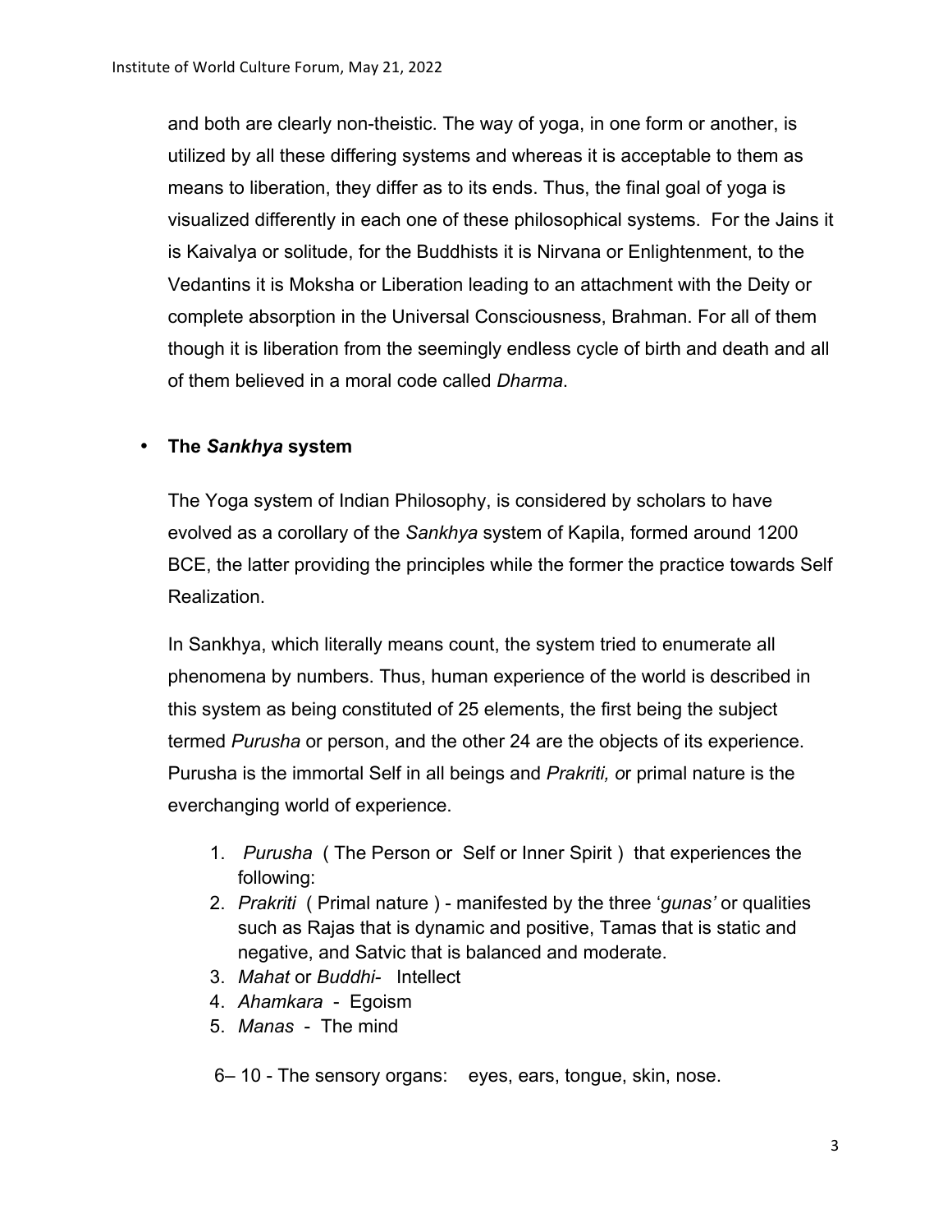and both are clearly non-theistic. The way of yoga, in one form or another, is utilized by all these differing systems and whereas it is acceptable to them as means to liberation, they differ as to its ends. Thus, the final goal of yoga is visualized differently in each one of these philosophical systems. For the Jains it is Kaivalya or solitude, for the Buddhists it is Nirvana or Enlightenment, to the Vedantins it is Moksha or Liberation leading to an attachment with the Deity or complete absorption in the Universal Consciousness, Brahman. For all of them though it is liberation from the seemingly endless cycle of birth and death and all of them believed in a moral code called *Dharma*.

- **The *Sankhya* system**

The Yoga system of Indian Philosophy, is considered by scholars to have evolved as a corollary of the *Sankhya* system of Kapila, formed around 1200 BCE, the latter providing the principles while the former the practice towards Self Realization.

In Sankhya, which literally means count, the system tried to enumerate all phenomena by numbers. Thus, human experience of the world is described in this system as being constituted of 25 elements, the first being the subject termed *Purusha* or person, and the other 24 are the objects of its experience. Purusha is the immortal Self in all beings and *Prakriti,* or primal nature is the everchanging world of experience.

1. *Purusha* ( The Person or Self or Inner Spirit ) that experiences the following:
2. *Prakriti* ( Primal nature ) - manifested by the three '*gunas'* or qualities such as Rajas that is dynamic and positive, Tamas that is static and negative, and Satvic that is balanced and moderate.
3. *Mahat* or *Buddhi*- Intellect
4. *Ahamkara* - Egoism
5. *Manas* - The mind

6– 10 - The sensory organs: eyes, ears, tongue, skin, nose.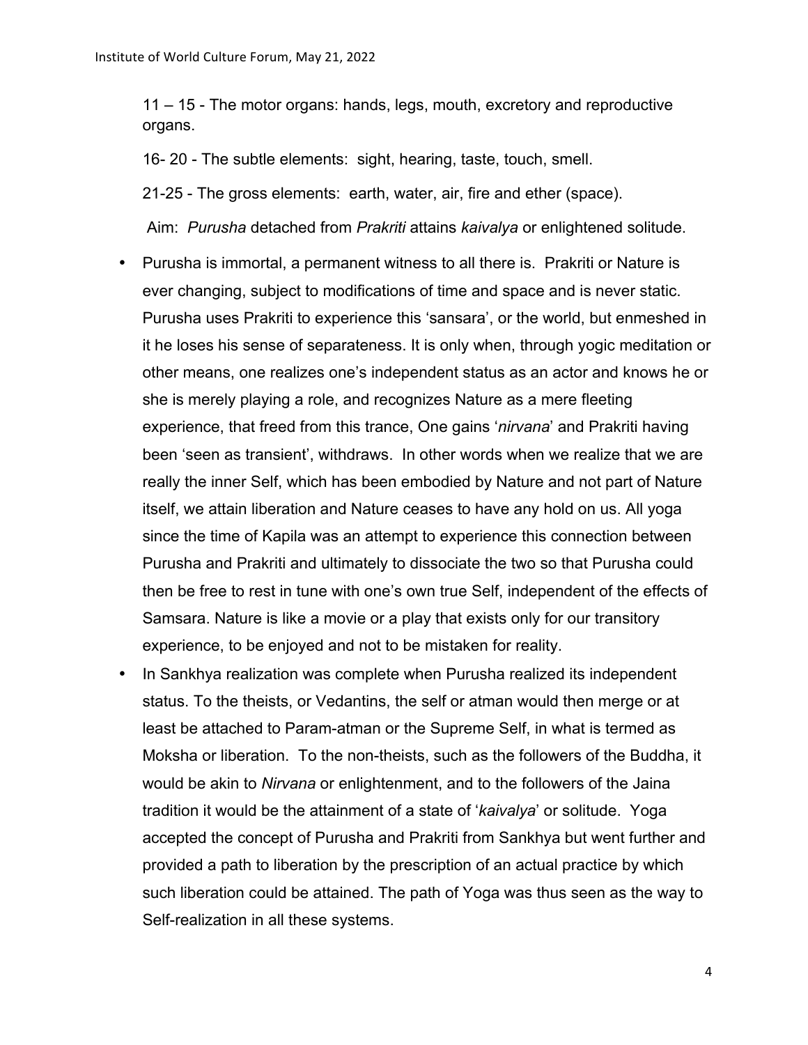11 – 15 - The motor organs: hands, legs, mouth, excretory and reproductive organs.

16- 20 - The subtle elements: sight, hearing, taste, touch, smell.

21-25 - The gross elements: earth, water, air, fire and ether (space).

Aim: *Purusha* detached from *Prakriti* attains *kaivalya* or enlightened solitude.

- Purusha is immortal, a permanent witness to all there is. Prakriti or Nature is ever changing, subject to modifications of time and space and is never static. Purusha uses Prakriti to experience this 'sansara', or the world, but enmeshed in it he loses his sense of separateness. It is only when, through yogic meditation or other means, one realizes one's independent status as an actor and knows he or she is merely playing a role, and recognizes Nature as a mere fleeting experience, that freed from this trance, One gains '*nirvana*' and Prakriti having been 'seen as transient', withdraws. In other words when we realize that we are really the inner Self, which has been embodied by Nature and not part of Nature itself, we attain liberation and Nature ceases to have any hold on us. All yoga since the time of Kapila was an attempt to experience this connection between Purusha and Prakriti and ultimately to dissociate the two so that Purusha could then be free to rest in tune with one's own true Self, independent of the effects of Samsara. Nature is like a movie or a play that exists only for our transitory experience, to be enjoyed and not to be mistaken for reality.
- In Sankhya realization was complete when Purusha realized its independent status. To the theists, or Vedantins, the self or atman would then merge or at least be attached to Param-atman or the Supreme Self, in what is termed as Moksha or liberation. To the non-theists, such as the followers of the Buddha, it would be akin to *Nirvana* or enlightenment, and to the followers of the Jaina tradition it would be the attainment of a state of '*kaivalya*' or solitude. Yoga accepted the concept of Purusha and Prakriti from Sankhya but went further and provided a path to liberation by the prescription of an actual practice by which such liberation could be attained. The path of Yoga was thus seen as the way to Self-realization in all these systems.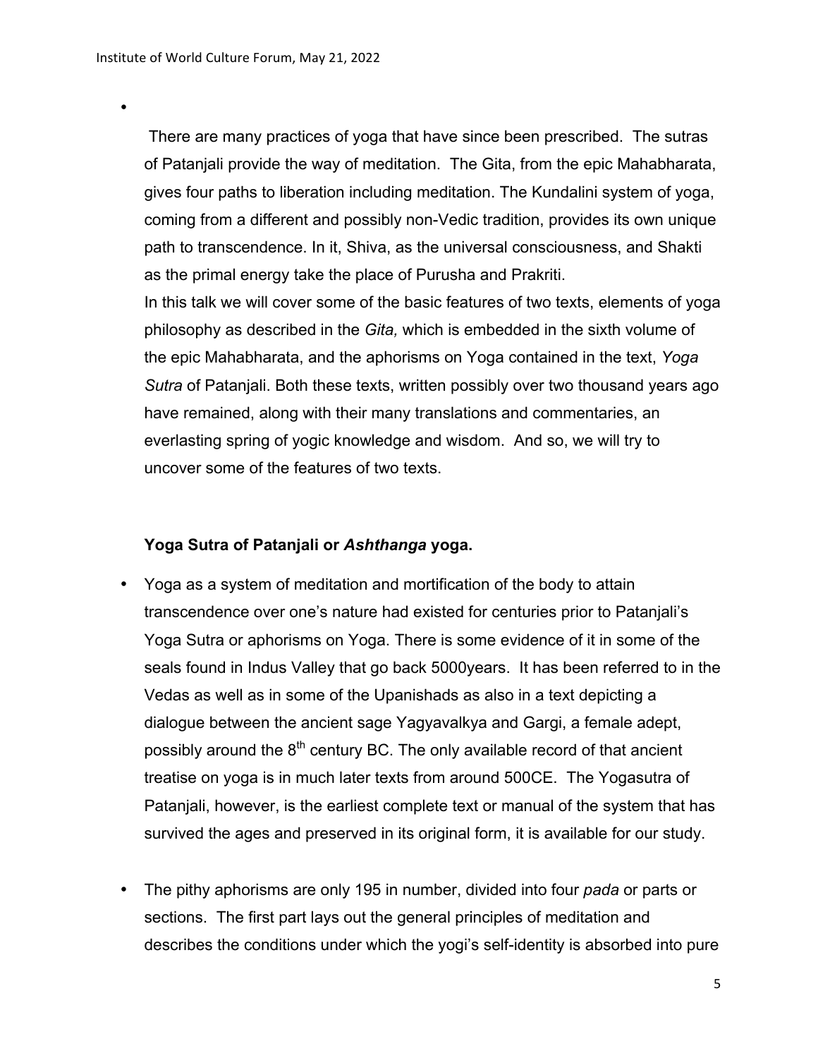There are many practices of yoga that have since been prescribed. The sutras of Patanjali provide the way of meditation. The Gita, from the epic Mahabharata, gives four paths to liberation including meditation. The Kundalini system of yoga, coming from a different and possibly non-Vedic tradition, provides its own unique path to transcendence. In it, Shiva, as the universal consciousness, and Shakti as the primal energy take the place of Purusha and Prakriti.

In this talk we will cover some of the basic features of two texts, elements of yoga philosophy as described in the *Gita,* which is embedded in the sixth volume of the epic Mahabharata, and the aphorisms on Yoga contained in the text, *Yoga Sutra* of Patanjali. Both these texts, written possibly over two thousand years ago have remained, along with their many translations and commentaries, an everlasting spring of yogic knowledge and wisdom. And so, we will try to uncover some of the features of two texts.

**Yoga Sutra of Patanjali or *Ashthanga* yoga.**

- Yoga as a system of meditation and mortification of the body to attain transcendence over one's nature had existed for centuries prior to Patanjali's Yoga Sutra or aphorisms on Yoga. There is some evidence of it in some of the seals found in Indus Valley that go back 5000years. It has been referred to in the Vedas as well as in some of the Upanishads as also in a text depicting a dialogue between the ancient sage Yagyavalkya and Gargi, a female adept, possibly around the 8th century BC. The only available record of that ancient treatise on yoga is in much later texts from around 500CE. The Yogasutra of Patanjali, however, is the earliest complete text or manual of the system that has survived the ages and preserved in its original form, it is available for our study.

- The pithy aphorisms are only 195 in number, divided into four *pada* or parts or sections. The first part lays out the general principles of meditation and describes the conditions under which the yogi's self-identity is absorbed into pure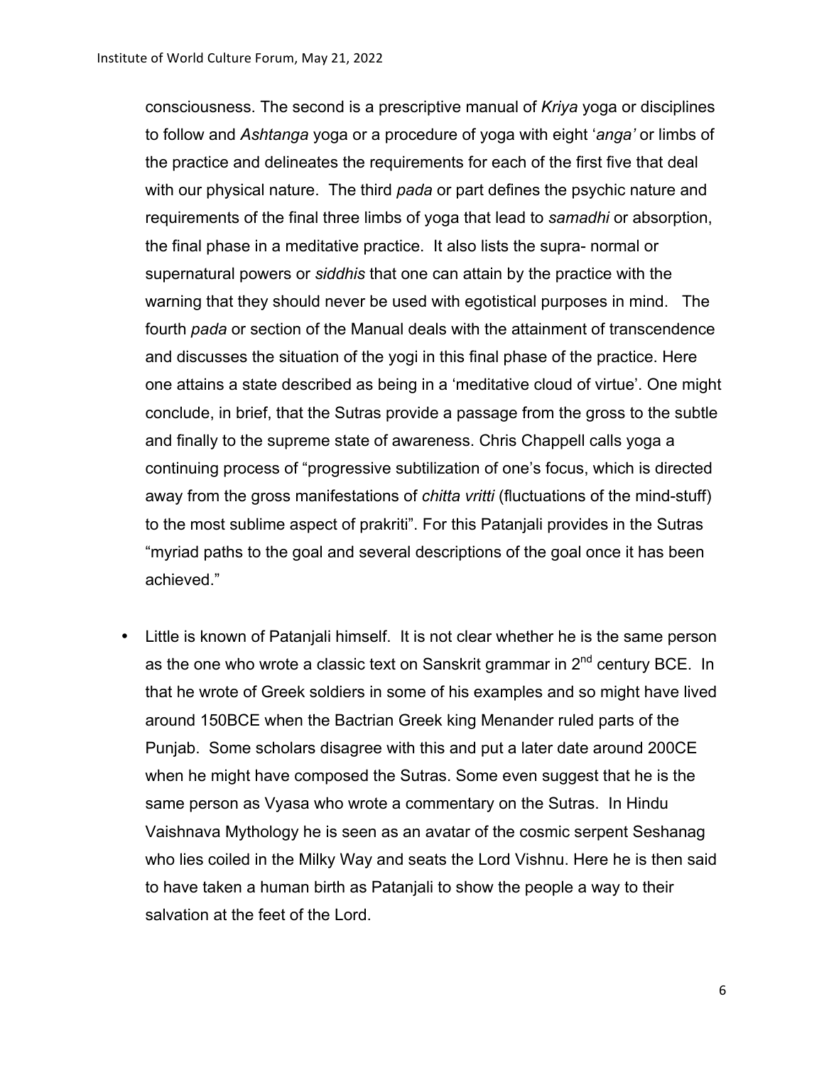consciousness. The second is a prescriptive manual of *Kriya* yoga or disciplines to follow and *Ashtanga* yoga or a procedure of yoga with eight '*anga'* or limbs of the practice and delineates the requirements for each of the first five that deal with our physical nature. The third *pada* or part defines the psychic nature and requirements of the final three limbs of yoga that lead to *samadhi* or absorption, the final phase in a meditative practice. It also lists the supra- normal or supernatural powers or *siddhis* that one can attain by the practice with the warning that they should never be used with egotistical purposes in mind. The fourth *pada* or section of the Manual deals with the attainment of transcendence and discusses the situation of the yogi in this final phase of the practice. Here one attains a state described as being in a 'meditative cloud of virtue'. One might conclude, in brief, that the Sutras provide a passage from the gross to the subtle and finally to the supreme state of awareness. Chris Chappell calls yoga a continuing process of "progressive subtilization of one's focus, which is directed away from the gross manifestations of *chitta vritti* (fluctuations of the mind-stuff) to the most sublime aspect of prakriti". For this Patanjali provides in the Sutras "myriad paths to the goal and several descriptions of the goal once it has been achieved."

- Little is known of Patanjali himself. It is not clear whether he is the same person as the one who wrote a classic text on Sanskrit grammar in 2nd century BCE. In that he wrote of Greek soldiers in some of his examples and so might have lived around 150BCE when the Bactrian Greek king Menander ruled parts of the Punjab. Some scholars disagree with this and put a later date around 200CE when he might have composed the Sutras. Some even suggest that he is the same person as Vyasa who wrote a commentary on the Sutras. In Hindu Vaishnava Mythology he is seen as an avatar of the cosmic serpent Seshanag who lies coiled in the Milky Way and seats the Lord Vishnu. Here he is then said to have taken a human birth as Patanjali to show the people a way to their salvation at the feet of the Lord.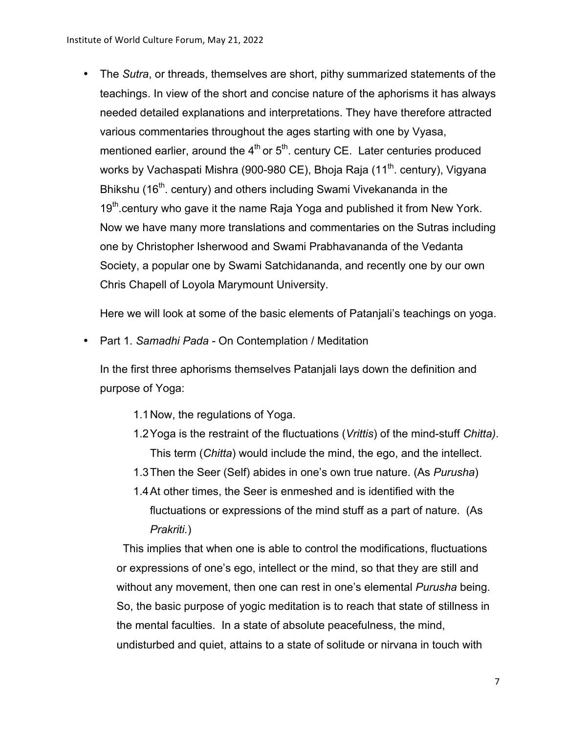- The *Sutra*, or threads, themselves are short, pithy summarized statements of the teachings. In view of the short and concise nature of the aphorisms it has always needed detailed explanations and interpretations. They have therefore attracted various commentaries throughout the ages starting with one by Vyasa, mentioned earlier, around the 4th or 5th. century CE. Later centuries produced works by Vachaspati Mishra (900-980 CE), Bhoja Raja (11th. century), Vigyana Bhikshu (16th. century) and others including Swami Vivekananda in the 19th.century who gave it the name Raja Yoga and published it from New York. Now we have many more translations and commentaries on the Sutras including one by Christopher Isherwood and Swami Prabhavananda of the Vedanta Society, a popular one by Swami Satchidananda, and recently one by our own Chris Chapell of Loyola Marymount University.

  Here we will look at some of the basic elements of Patanjali's teachings on yoga.

- Part 1. *Samadhi Pada* - On Contemplation / Meditation

  In the first three aphorisms themselves Patanjali lays down the definition and purpose of Yoga:

  1.1 Now, the regulations of Yoga.
  1.2 Yoga is the restraint of the fluctuations (*Vrittis*) of the mind-stuff *Chitta)*. This term (*Chitta*) would include the mind, the ego, and the intellect.
  1.3 Then the Seer (Self) abides in one's own true nature. (As *Purusha*)
  1.4 At other times, the Seer is enmeshed and is identified with the fluctuations or expressions of the mind stuff as a part of nature. (As *Prakriti.*)

  This implies that when one is able to control the modifications, fluctuations or expressions of one's ego, intellect or the mind, so that they are still and without any movement, then one can rest in one's elemental *Purusha* being. So, the basic purpose of yogic meditation is to reach that state of stillness in the mental faculties. In a state of absolute peacefulness, the mind, undisturbed and quiet, attains to a state of solitude or nirvana in touch with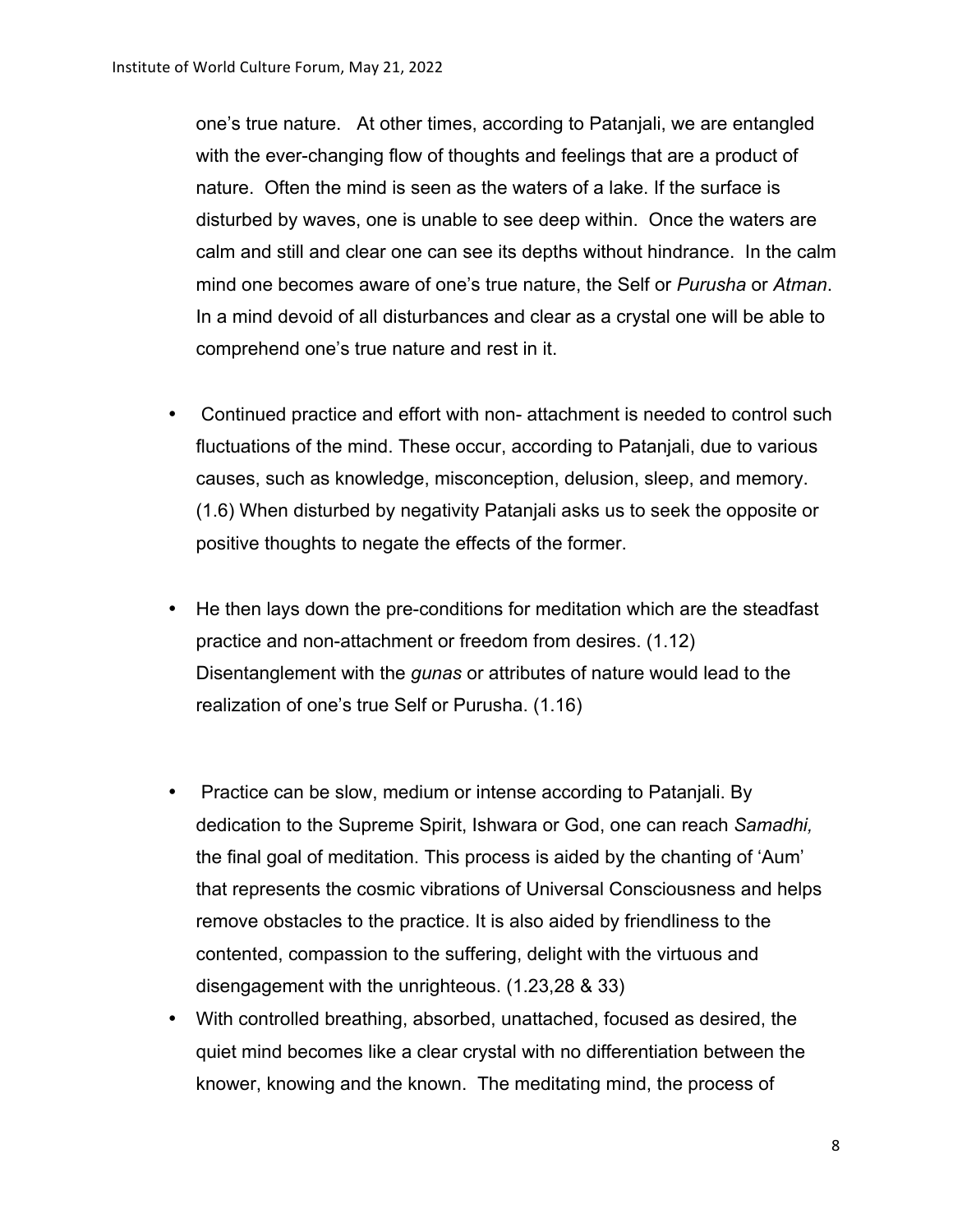one's true nature. At other times, according to Patanjali, we are entangled with the ever-changing flow of thoughts and feelings that are a product of nature. Often the mind is seen as the waters of a lake. If the surface is disturbed by waves, one is unable to see deep within. Once the waters are calm and still and clear one can see its depths without hindrance. In the calm mind one becomes aware of one's true nature, the Self or *Purusha* or *Atman*. In a mind devoid of all disturbances and clear as a crystal one will be able to comprehend one's true nature and rest in it.

- Continued practice and effort with non- attachment is needed to control such fluctuations of the mind. These occur, according to Patanjali, due to various causes, such as knowledge, misconception, delusion, sleep, and memory. (1.6) When disturbed by negativity Patanjali asks us to seek the opposite or positive thoughts to negate the effects of the former.

- He then lays down the pre-conditions for meditation which are the steadfast practice and non-attachment or freedom from desires. (1.12) Disentanglement with the *gunas* or attributes of nature would lead to the realization of one's true Self or Purusha. (1.16)

- Practice can be slow, medium or intense according to Patanjali. By dedication to the Supreme Spirit, Ishwara or God, one can reach *Samadhi,* the final goal of meditation. This process is aided by the chanting of 'Aum' that represents the cosmic vibrations of Universal Consciousness and helps remove obstacles to the practice. It is also aided by friendliness to the contented, compassion to the suffering, delight with the virtuous and disengagement with the unrighteous. (1.23,28 & 33)
- With controlled breathing, absorbed, unattached, focused as desired, the quiet mind becomes like a clear crystal with no differentiation between the knower, knowing and the known. The meditating mind, the process of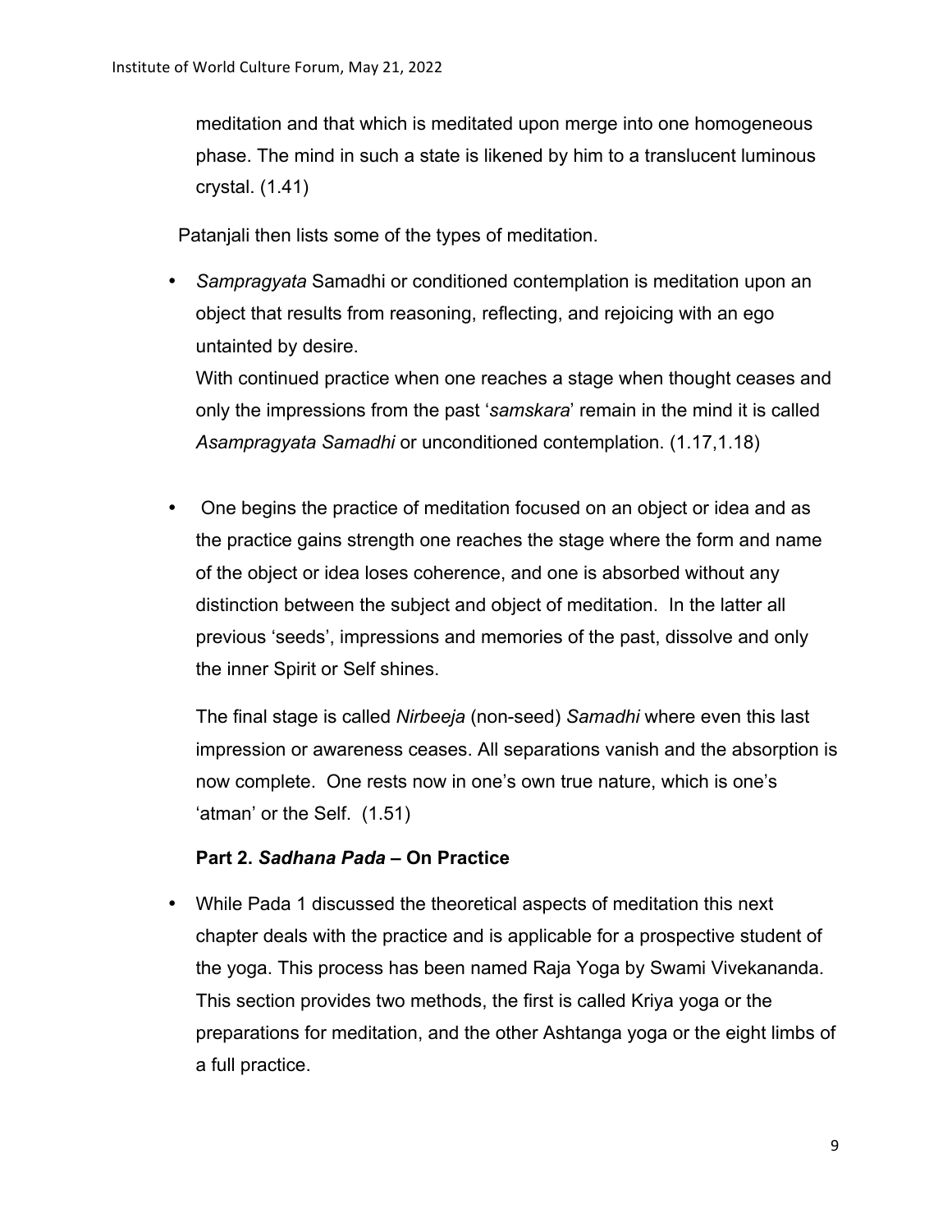meditation and that which is meditated upon merge into one homogeneous phase. The mind in such a state is likened by him to a translucent luminous crystal. (1.41)

Patanjali then lists some of the types of meditation.

- *Sampragyata* Samadhi or conditioned contemplation is meditation upon an object that results from reasoning, reflecting, and rejoicing with an ego untainted by desire.

  With continued practice when one reaches a stage when thought ceases and only the impressions from the past '*samskara*' remain in the mind it is called *Asampragyata Samadhi* or unconditioned contemplation. (1.17,1.18)

- One begins the practice of meditation focused on an object or idea and as the practice gains strength one reaches the stage where the form and name of the object or idea loses coherence, and one is absorbed without any distinction between the subject and object of meditation. In the latter all previous 'seeds', impressions and memories of the past, dissolve and only the inner Spirit or Self shines.

  The final stage is called *Nirbeeja* (non-seed) *Samadhi* where even this last impression or awareness ceases. All separations vanish and the absorption is now complete. One rests now in one's own true nature, which is one's 'atman' or the Self. (1.51)

**Part 2. *Sadhana Pada* – On Practice**

- While Pada 1 discussed the theoretical aspects of meditation this next chapter deals with the practice and is applicable for a prospective student of the yoga. This process has been named Raja Yoga by Swami Vivekananda. This section provides two methods, the first is called Kriya yoga or the preparations for meditation, and the other Ashtanga yoga or the eight limbs of a full practice.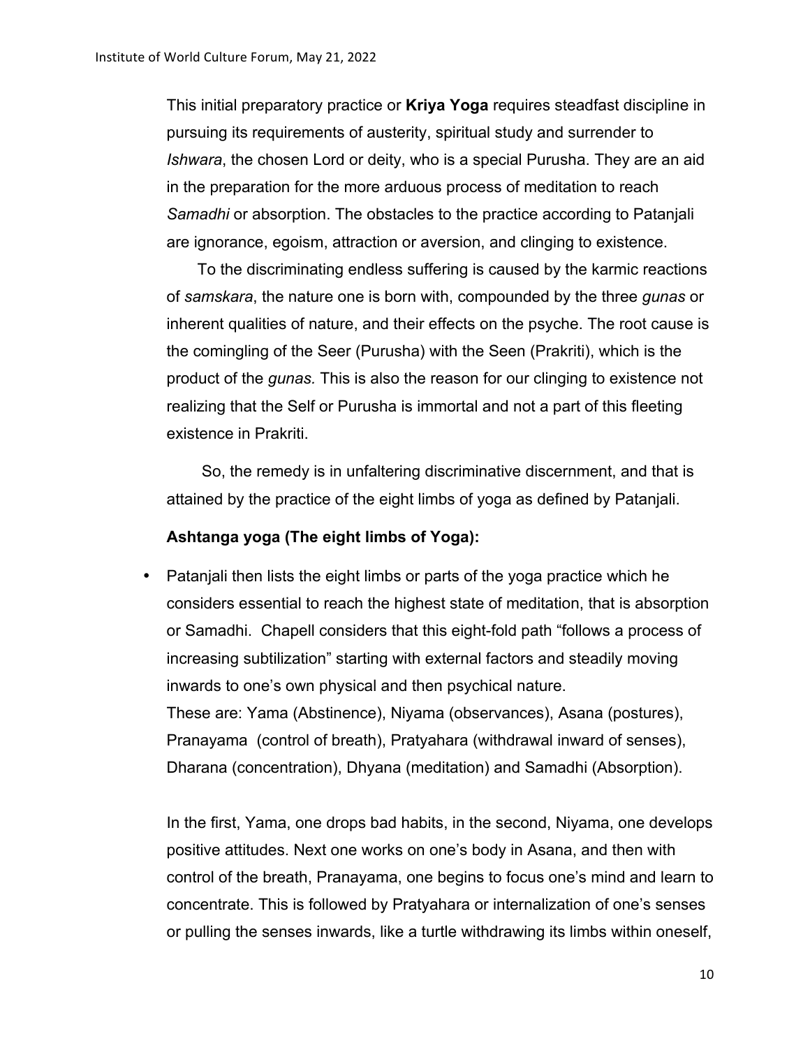This initial preparatory practice or **Kriya Yoga** requires steadfast discipline in pursuing its requirements of austerity, spiritual study and surrender to *Ishwara*, the chosen Lord or deity, who is a special Purusha. They are an aid in the preparation for the more arduous process of meditation to reach *Samadhi* or absorption. The obstacles to the practice according to Patanjali are ignorance, egoism, attraction or aversion, and clinging to existence.

To the discriminating endless suffering is caused by the karmic reactions of *samskara*, the nature one is born with, compounded by the three *gunas* or inherent qualities of nature, and their effects on the psyche. The root cause is the comingling of the Seer (Purusha) with the Seen (Prakriti), which is the product of the *gunas.* This is also the reason for our clinging to existence not realizing that the Self or Purusha is immortal and not a part of this fleeting existence in Prakriti.

So, the remedy is in unfaltering discriminative discernment, and that is attained by the practice of the eight limbs of yoga as defined by Patanjali.

**Ashtanga yoga (The eight limbs of Yoga):**

- Patanjali then lists the eight limbs or parts of the yoga practice which he considers essential to reach the highest state of meditation, that is absorption or Samadhi. Chapell considers that this eight-fold path "follows a process of increasing subtilization" starting with external factors and steadily moving inwards to one's own physical and then psychical nature.
  These are: Yama (Abstinence), Niyama (observances), Asana (postures), Pranayama (control of breath), Pratyahara (withdrawal inward of senses), Dharana (concentration), Dhyana (meditation) and Samadhi (Absorption).

In the first, Yama, one drops bad habits, in the second, Niyama, one develops positive attitudes. Next one works on one's body in Asana, and then with control of the breath, Pranayama, one begins to focus one's mind and learn to concentrate. This is followed by Pratyahara or internalization of one's senses or pulling the senses inwards, like a turtle withdrawing its limbs within oneself,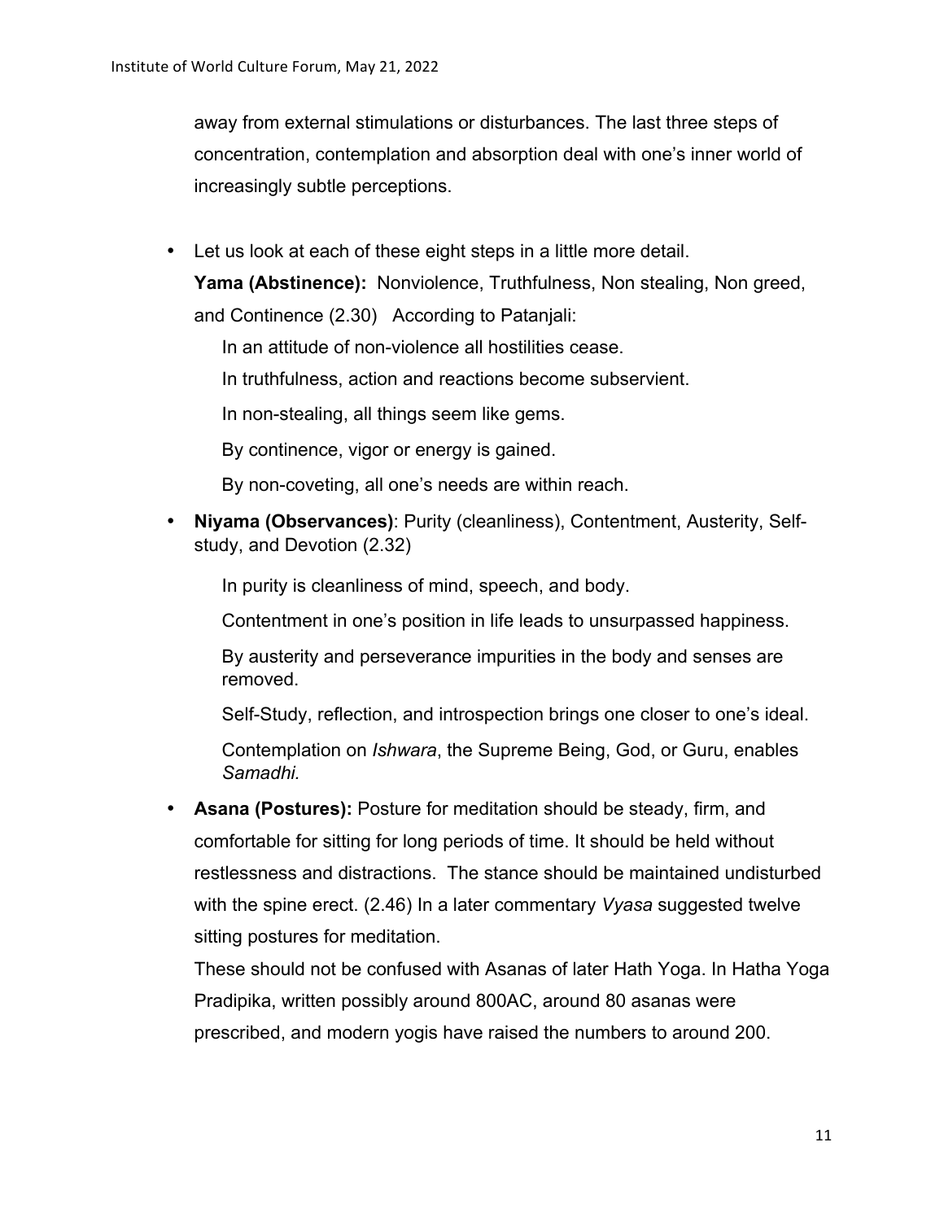away from external stimulations or disturbances. The last three steps of concentration, contemplation and absorption deal with one's inner world of increasingly subtle perceptions.

- Let us look at each of these eight steps in a little more detail.
  **Yama (Abstinence):** Nonviolence, Truthfulness, Non stealing, Non greed, and Continence (2.30) According to Patanjali:

  In an attitude of non-violence all hostilities cease.

  In truthfulness, action and reactions become subservient.

  In non-stealing, all things seem like gems.

  By continence, vigor or energy is gained.

  By non-coveting, all one's needs are within reach.

- **Niyama (Observances)**: Purity (cleanliness), Contentment, Austerity, Self-study, and Devotion (2.32)

  In purity is cleanliness of mind, speech, and body.

  Contentment in one's position in life leads to unsurpassed happiness.

  By austerity and perseverance impurities in the body and senses are removed.

  Self-Study, reflection, and introspection brings one closer to one's ideal.

  Contemplation on *Ishwara*, the Supreme Being, God, or Guru, enables *Samadhi.*

- **Asana (Postures):** Posture for meditation should be steady, firm, and comfortable for sitting for long periods of time. It should be held without restlessness and distractions. The stance should be maintained undisturbed with the spine erect. (2.46) In a later commentary *Vyasa* suggested twelve sitting postures for meditation.

  These should not be confused with Asanas of later Hath Yoga. In Hatha Yoga Pradipika, written possibly around 800AC, around 80 asanas were prescribed, and modern yogis have raised the numbers to around 200.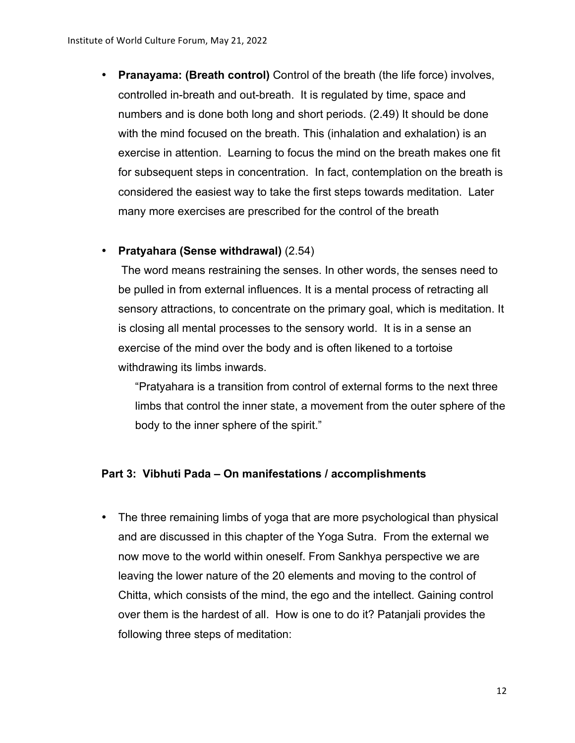- **Pranayama: (Breath control)** Control of the breath (the life force) involves, controlled in-breath and out-breath. It is regulated by time, space and numbers and is done both long and short periods. (2.49) It should be done with the mind focused on the breath. This (inhalation and exhalation) is an exercise in attention. Learning to focus the mind on the breath makes one fit for subsequent steps in concentration. In fact, contemplation on the breath is considered the easiest way to take the first steps towards meditation. Later many more exercises are prescribed for the control of the breath

- **Pratyahara (Sense withdrawal)** (2.54)

  The word means restraining the senses. In other words, the senses need to be pulled in from external influences. It is a mental process of retracting all sensory attractions, to concentrate on the primary goal, which is meditation. It is closing all mental processes to the sensory world. It is in a sense an exercise of the mind over the body and is often likened to a tortoise withdrawing its limbs inwards.

  > "Pratyahara is a transition from control of external forms to the next three limbs that control the inner state, a movement from the outer sphere of the body to the inner sphere of the spirit."

### Part 3: Vibhuti Pada – On manifestations / accomplishments

- The three remaining limbs of yoga that are more psychological than physical and are discussed in this chapter of the Yoga Sutra. From the external we now move to the world within oneself. From Sankhya perspective we are leaving the lower nature of the 20 elements and moving to the control of Chitta, which consists of the mind, the ego and the intellect. Gaining control over them is the hardest of all. How is one to do it? Patanjali provides the following three steps of meditation: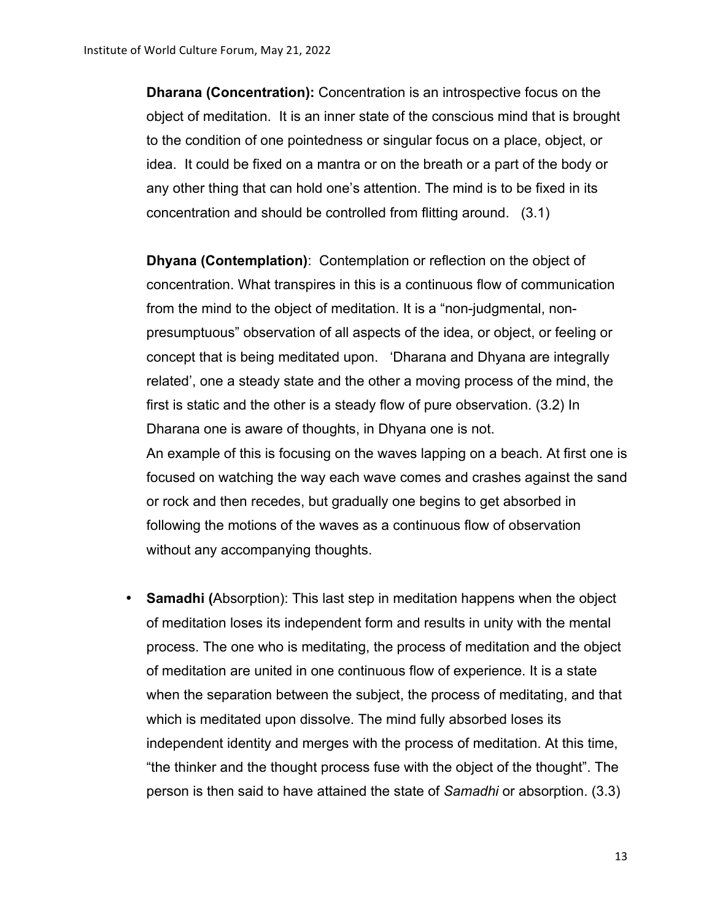**Dharana (Concentration):** Concentration is an introspective focus on the object of meditation. It is an inner state of the conscious mind that is brought to the condition of one pointedness or singular focus on a place, object, or idea. It could be fixed on a mantra or on the breath or a part of the body or any other thing that can hold one's attention. The mind is to be fixed in its concentration and should be controlled from flitting around. (3.1)

**Dhyana (Contemplation)**: Contemplation or reflection on the object of concentration. What transpires in this is a continuous flow of communication from the mind to the object of meditation. It is a "non-judgmental, non-presumptuous" observation of all aspects of the idea, or object, or feeling or concept that is being meditated upon. 'Dharana and Dhyana are integrally related', one a steady state and the other a moving process of the mind, the first is static and the other is a steady flow of pure observation. (3.2) In Dharana one is aware of thoughts, in Dhyana one is not.
An example of this is focusing on the waves lapping on a beach. At first one is focused on watching the way each wave comes and crashes against the sand or rock and then recedes, but gradually one begins to get absorbed in following the motions of the waves as a continuous flow of observation without any accompanying thoughts.

- **Samadhi (**Absorption): This last step in meditation happens when the object of meditation loses its independent form and results in unity with the mental process. The one who is meditating, the process of meditation and the object of meditation are united in one continuous flow of experience. It is a state when the separation between the subject, the process of meditating, and that which is meditated upon dissolve. The mind fully absorbed loses its independent identity and merges with the process of meditation. At this time, "the thinker and the thought process fuse with the object of the thought". The person is then said to have attained the state of *Samadhi* or absorption. (3.3)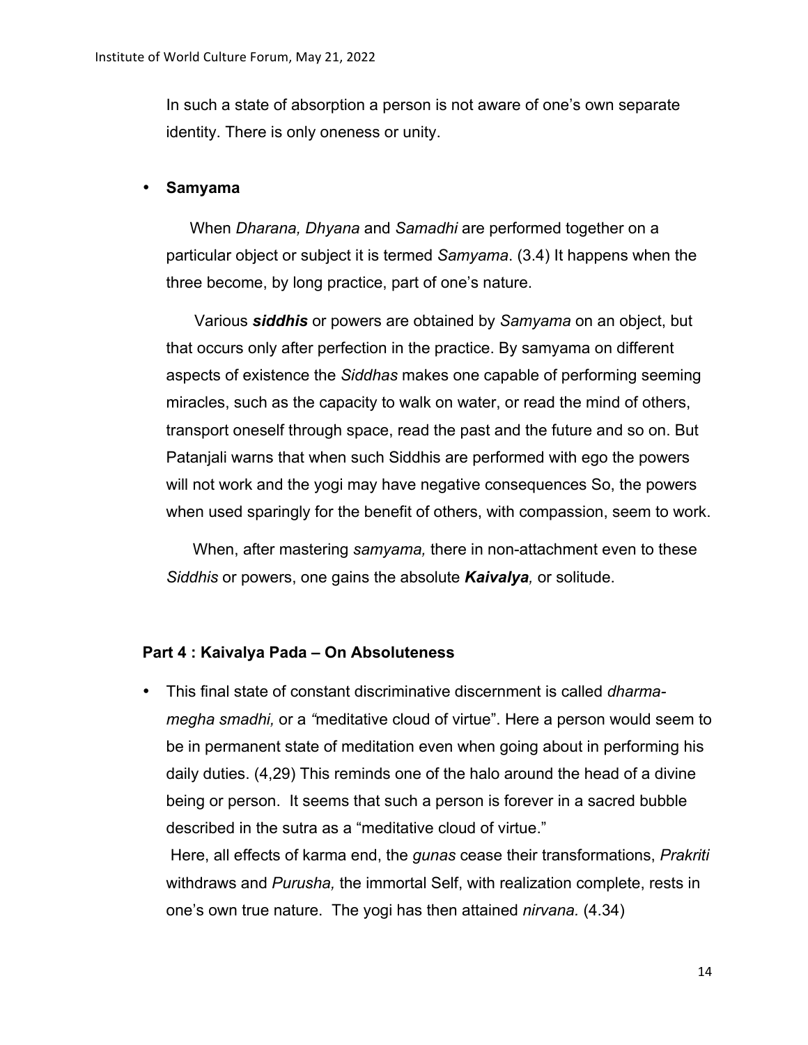In such a state of absorption a person is not aware of one's own separate identity. There is only oneness or unity.

- **Samyama**

When *Dharana, Dhyana* and *Samadhi* are performed together on a particular object or subject it is termed *Samyama*. (3.4) It happens when the three become, by long practice, part of one's nature.

Various ***siddhis*** or powers are obtained by *Samyama* on an object, but that occurs only after perfection in the practice. By samyama on different aspects of existence the *Siddhas* makes one capable of performing seeming miracles, such as the capacity to walk on water, or read the mind of others, transport oneself through space, read the past and the future and so on. But Patanjali warns that when such Siddhis are performed with ego the powers will not work and the yogi may have negative consequences So, the powers when used sparingly for the benefit of others, with compassion, seem to work.

When, after mastering *samyama,* there in non-attachment even to these *Siddhis* or powers, one gains the absolute ***Kaivalya,*** or solitude.

## Part 4 : Kaivalya Pada – On Absoluteness

- This final state of constant discriminative discernment is called *dharma-megha smadhi,* or a *"*meditative cloud of virtue". Here a person would seem to be in permanent state of meditation even when going about in performing his daily duties. (4,29) This reminds one of the halo around the head of a divine being or person. It seems that such a person is forever in a sacred bubble described in the sutra as a "meditative cloud of virtue."

  Here, all effects of karma end, the *gunas* cease their transformations, *Prakriti* withdraws and *Purusha,* the immortal Self, with realization complete, rests in one's own true nature. The yogi has then attained *nirvana.* (4.34)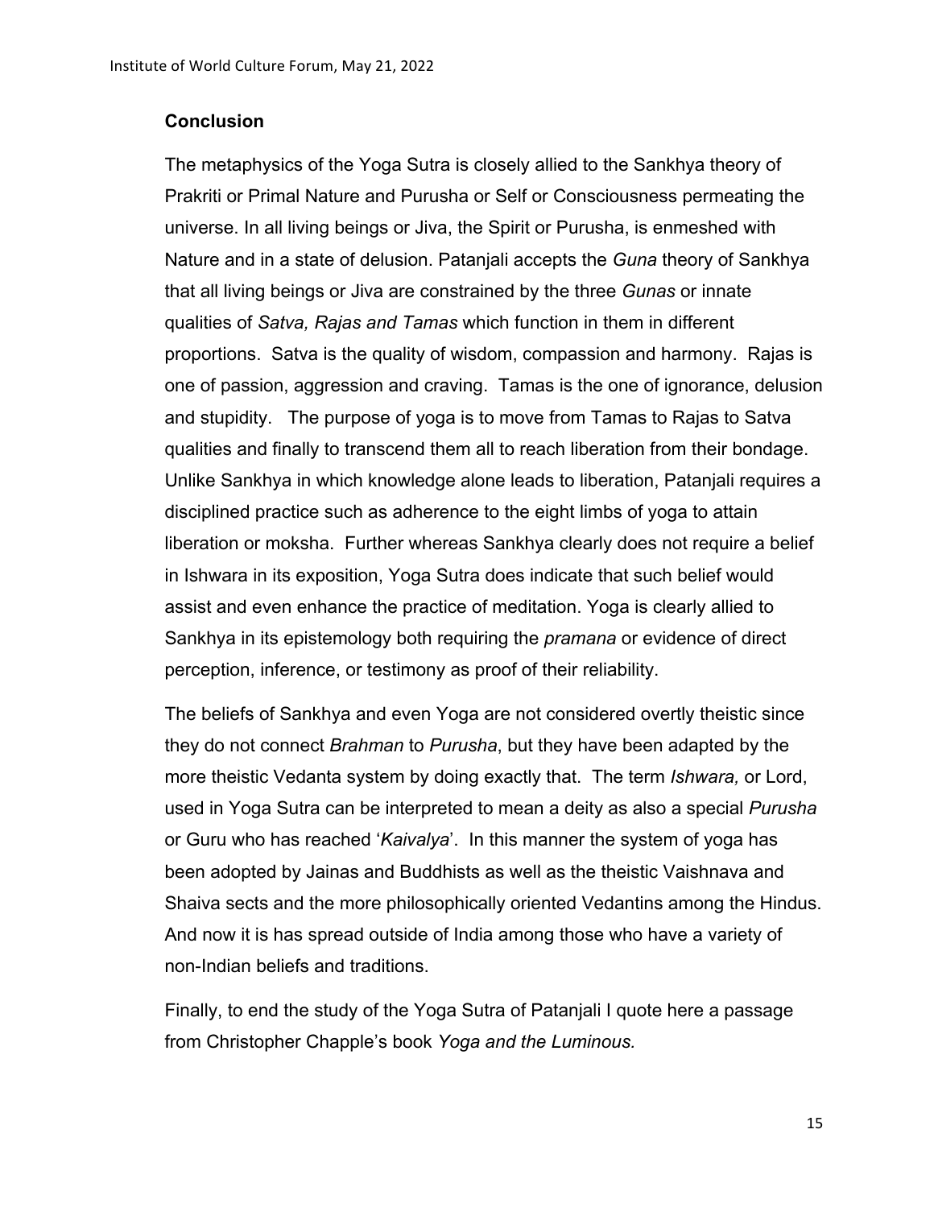## Conclusion

The metaphysics of the Yoga Sutra is closely allied to the Sankhya theory of Prakriti or Primal Nature and Purusha or Self or Consciousness permeating the universe. In all living beings or Jiva, the Spirit or Purusha, is enmeshed with Nature and in a state of delusion. Patanjali accepts the *Guna* theory of Sankhya that all living beings or Jiva are constrained by the three *Gunas* or innate qualities of *Satva, Rajas and Tamas* which function in them in different proportions. Satva is the quality of wisdom, compassion and harmony. Rajas is one of passion, aggression and craving. Tamas is the one of ignorance, delusion and stupidity. The purpose of yoga is to move from Tamas to Rajas to Satva qualities and finally to transcend them all to reach liberation from their bondage. Unlike Sankhya in which knowledge alone leads to liberation, Patanjali requires a disciplined practice such as adherence to the eight limbs of yoga to attain liberation or moksha. Further whereas Sankhya clearly does not require a belief in Ishwara in its exposition, Yoga Sutra does indicate that such belief would assist and even enhance the practice of meditation. Yoga is clearly allied to Sankhya in its epistemology both requiring the *pramana* or evidence of direct perception, inference, or testimony as proof of their reliability.

The beliefs of Sankhya and even Yoga are not considered overtly theistic since they do not connect *Brahman* to *Purusha*, but they have been adapted by the more theistic Vedanta system by doing exactly that. The term *Ishwara,* or Lord, used in Yoga Sutra can be interpreted to mean a deity as also a special *Purusha* or Guru who has reached '*Kaivalya*'. In this manner the system of yoga has been adopted by Jainas and Buddhists as well as the theistic Vaishnava and Shaiva sects and the more philosophically oriented Vedantins among the Hindus. And now it is has spread outside of India among those who have a variety of non-Indian beliefs and traditions.

Finally, to end the study of the Yoga Sutra of Patanjali I quote here a passage from Christopher Chapple's book *Yoga and the Luminous.*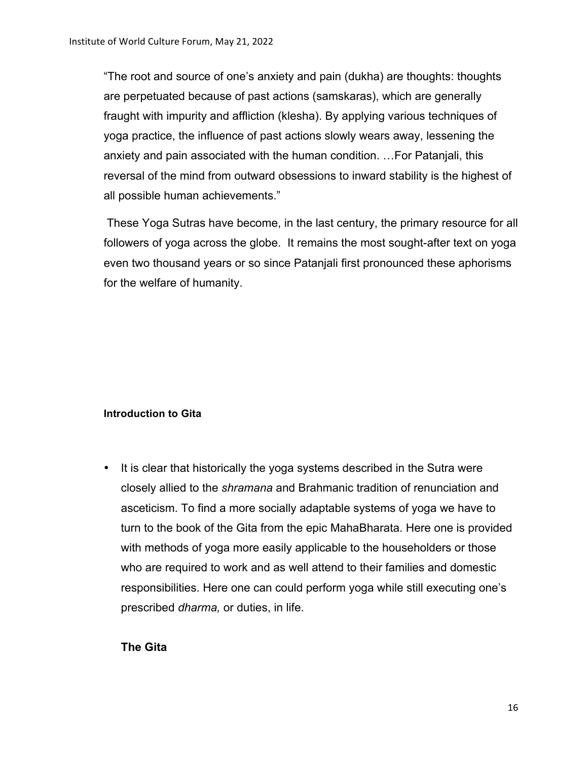"The root and source of one's anxiety and pain (dukha) are thoughts: thoughts are perpetuated because of past actions (samskaras), which are generally fraught with impurity and affliction (klesha). By applying various techniques of yoga practice, the influence of past actions slowly wears away, lessening the anxiety and pain associated with the human condition. …For Patanjali, this reversal of the mind from outward obsessions to inward stability is the highest of all possible human achievements."

These Yoga Sutras have become, in the last century, the primary resource for all followers of yoga across the globe. It remains the most sought-after text on yoga even two thousand years or so since Patanjali first pronounced these aphorisms for the welfare of humanity.

**Introduction to Gita**

- It is clear that historically the yoga systems described in the Sutra were closely allied to the *shramana* and Brahmanic tradition of renunciation and asceticism. To find a more socially adaptable systems of yoga we have to turn to the book of the Gita from the epic MahaBharata. Here one is provided with methods of yoga more easily applicable to the householders or those who are required to work and as well attend to their families and domestic responsibilities. Here one can could perform yoga while still executing one's prescribed *dharma,* or duties, in life.

**The Gita**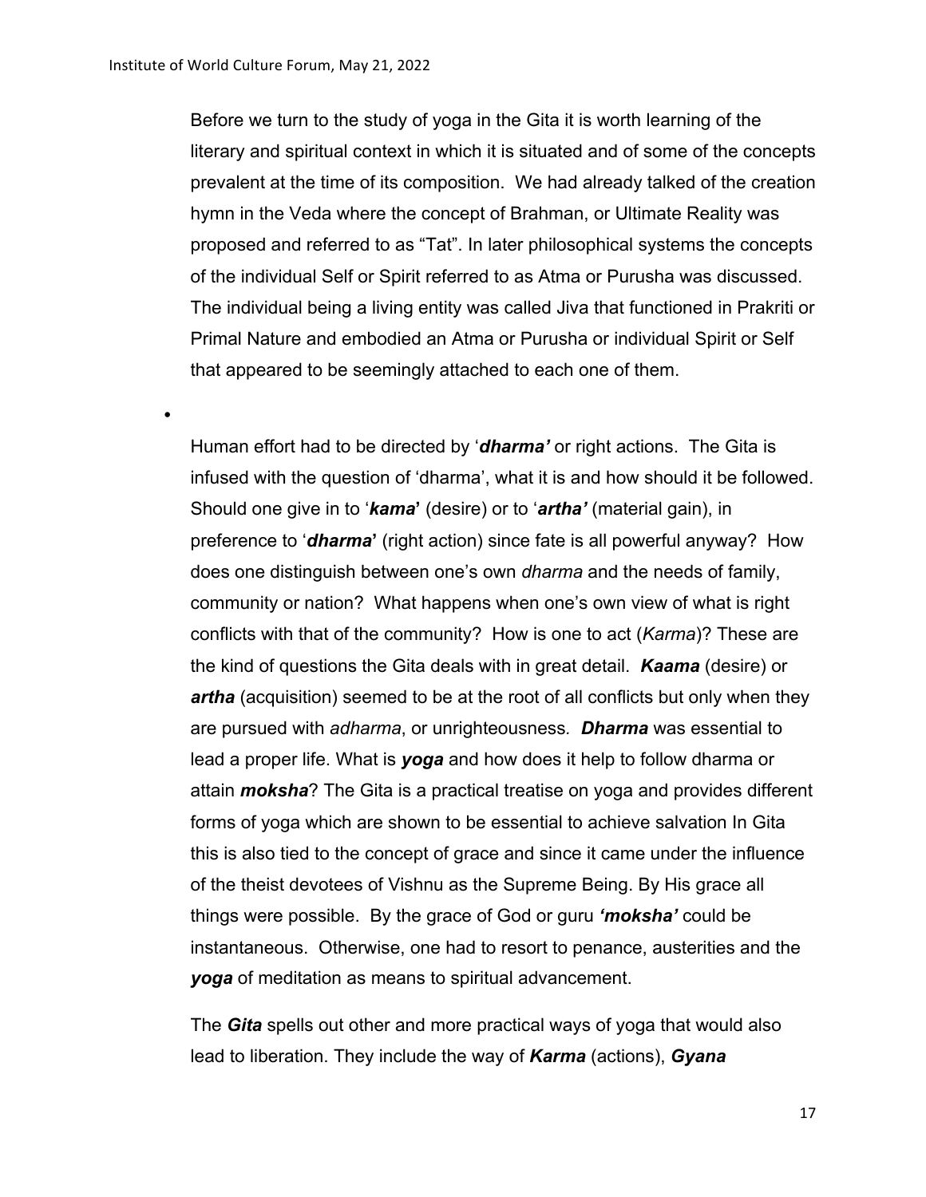Before we turn to the study of yoga in the Gita it is worth learning of the literary and spiritual context in which it is situated and of some of the concepts prevalent at the time of its composition. We had already talked of the creation hymn in the Veda where the concept of Brahman, or Ultimate Reality was proposed and referred to as "Tat". In later philosophical systems the concepts of the individual Self or Spirit referred to as Atma or Purusha was discussed. The individual being a living entity was called Jiva that functioned in Prakriti or Primal Nature and embodied an Atma or Purusha or individual Spirit or Self that appeared to be seemingly attached to each one of them.

- Human effort had to be directed by '***dharma'*** or right actions. The Gita is infused with the question of 'dharma', what it is and how should it be followed. Should one give in to '***kama***' (desire) or to '***artha'*** (material gain), in preference to '***dharma***' (right action) since fate is all powerful anyway? How does one distinguish between one's own *dharma* and the needs of family, community or nation? What happens when one's own view of what is right conflicts with that of the community? How is one to act (*Karma*)? These are the kind of questions the Gita deals with in great detail. ***Kaama*** (desire) or ***artha*** (acquisition) seemed to be at the root of all conflicts but only when they are pursued with *adharma*, or unrighteousness. ***Dharma*** was essential to lead a proper life. What is ***yoga*** and how does it help to follow dharma or attain ***moksha***? The Gita is a practical treatise on yoga and provides different forms of yoga which are shown to be essential to achieve salvation In Gita this is also tied to the concept of grace and since it came under the influence of the theist devotees of Vishnu as the Supreme Being. By His grace all things were possible. By the grace of God or guru ***'moksha'*** could be instantaneous. Otherwise, one had to resort to penance, austerities and the ***yoga*** of meditation as means to spiritual advancement.

The ***Gita*** spells out other and more practical ways of yoga that would also lead to liberation. They include the way of ***Karma*** (actions), ***Gyana***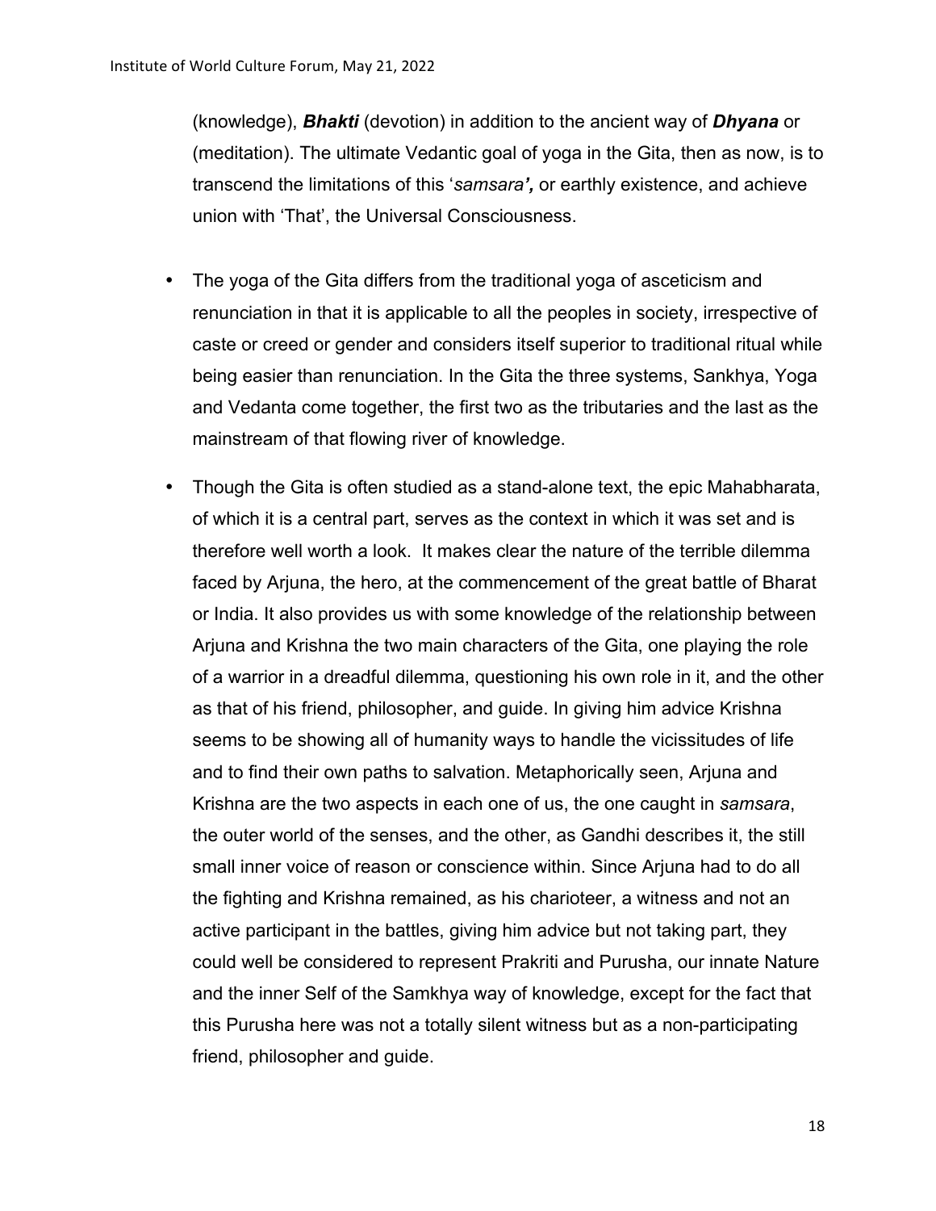(knowledge), ***Bhakti*** (devotion) in addition to the ancient way of ***Dhyana*** or (meditation). The ultimate Vedantic goal of yoga in the Gita, then as now, is to transcend the limitations of this '*samsara****',*** or earthly existence, and achieve union with 'That', the Universal Consciousness.

- The yoga of the Gita differs from the traditional yoga of asceticism and renunciation in that it is applicable to all the peoples in society, irrespective of caste or creed or gender and considers itself superior to traditional ritual while being easier than renunciation. In the Gita the three systems, Sankhya, Yoga and Vedanta come together, the first two as the tributaries and the last as the mainstream of that flowing river of knowledge.

- Though the Gita is often studied as a stand-alone text, the epic Mahabharata, of which it is a central part, serves as the context in which it was set and is therefore well worth a look. It makes clear the nature of the terrible dilemma faced by Arjuna, the hero, at the commencement of the great battle of Bharat or India. It also provides us with some knowledge of the relationship between Arjuna and Krishna the two main characters of the Gita, one playing the role of a warrior in a dreadful dilemma, questioning his own role in it, and the other as that of his friend, philosopher, and guide. In giving him advice Krishna seems to be showing all of humanity ways to handle the vicissitudes of life and to find their own paths to salvation. Metaphorically seen, Arjuna and Krishna are the two aspects in each one of us, the one caught in *samsara*, the outer world of the senses, and the other, as Gandhi describes it, the still small inner voice of reason or conscience within. Since Arjuna had to do all the fighting and Krishna remained, as his charioteer, a witness and not an active participant in the battles, giving him advice but not taking part, they could well be considered to represent Prakriti and Purusha, our innate Nature and the inner Self of the Samkhya way of knowledge, except for the fact that this Purusha here was not a totally silent witness but as a non-participating friend, philosopher and guide.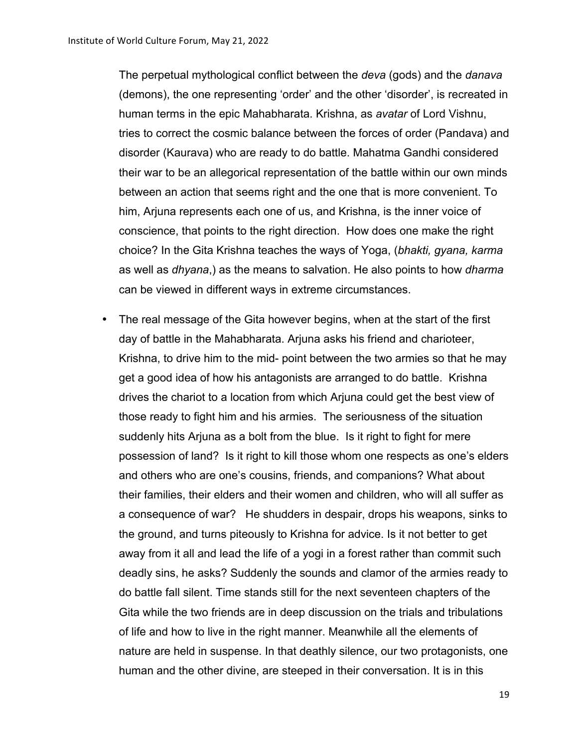The perpetual mythological conflict between the *deva* (gods) and the *danava* (demons), the one representing 'order' and the other 'disorder', is recreated in human terms in the epic Mahabharata. Krishna, as *avatar* of Lord Vishnu, tries to correct the cosmic balance between the forces of order (Pandava) and disorder (Kaurava) who are ready to do battle. Mahatma Gandhi considered their war to be an allegorical representation of the battle within our own minds between an action that seems right and the one that is more convenient. To him, Arjuna represents each one of us, and Krishna, is the inner voice of conscience, that points to the right direction. How does one make the right choice? In the Gita Krishna teaches the ways of Yoga, (*bhakti, gyana, karma* as well as *dhyana*,) as the means to salvation. He also points to how *dharma* can be viewed in different ways in extreme circumstances.

- The real message of the Gita however begins, when at the start of the first day of battle in the Mahabharata. Arjuna asks his friend and charioteer, Krishna, to drive him to the mid- point between the two armies so that he may get a good idea of how his antagonists are arranged to do battle. Krishna drives the chariot to a location from which Arjuna could get the best view of those ready to fight him and his armies. The seriousness of the situation suddenly hits Arjuna as a bolt from the blue. Is it right to fight for mere possession of land? Is it right to kill those whom one respects as one's elders and others who are one's cousins, friends, and companions? What about their families, their elders and their women and children, who will all suffer as a consequence of war? He shudders in despair, drops his weapons, sinks to the ground, and turns piteously to Krishna for advice. Is it not better to get away from it all and lead the life of a yogi in a forest rather than commit such deadly sins, he asks? Suddenly the sounds and clamor of the armies ready to do battle fall silent. Time stands still for the next seventeen chapters of the Gita while the two friends are in deep discussion on the trials and tribulations of life and how to live in the right manner. Meanwhile all the elements of nature are held in suspense. In that deathly silence, our two protagonists, one human and the other divine, are steeped in their conversation. It is in this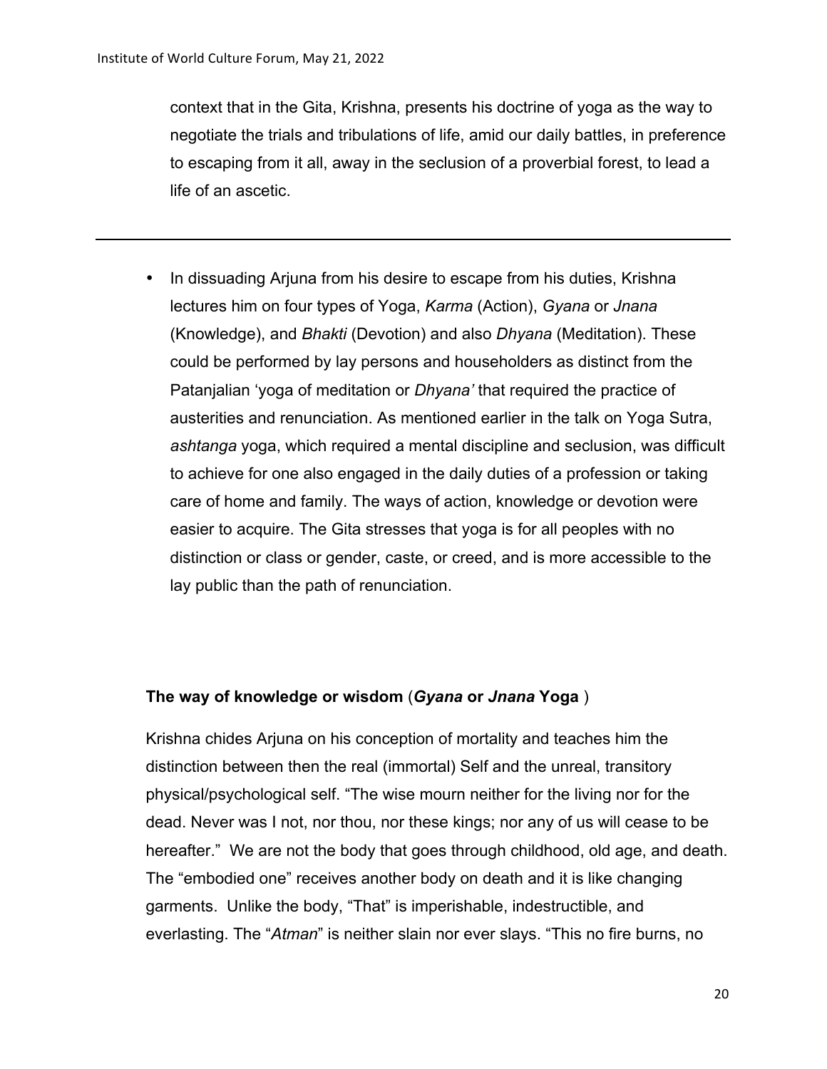context that in the Gita, Krishna, presents his doctrine of yoga as the way to negotiate the trials and tribulations of life, amid our daily battles, in preference to escaping from it all, away in the seclusion of a proverbial forest, to lead a life of an ascetic.

---

- In dissuading Arjuna from his desire to escape from his duties, Krishna lectures him on four types of Yoga, *Karma* (Action), *Gyana* or *Jnana* (Knowledge), and *Bhakti* (Devotion) and also *Dhyana* (Meditation). These could be performed by lay persons and householders as distinct from the Patanjalian 'yoga of meditation or *Dhyana'* that required the practice of austerities and renunciation. As mentioned earlier in the talk on Yoga Sutra, *ashtanga* yoga, which required a mental discipline and seclusion, was difficult to achieve for one also engaged in the daily duties of a profession or taking care of home and family. The ways of action, knowledge or devotion were easier to acquire. The Gita stresses that yoga is for all peoples with no distinction or class or gender, caste, or creed, and is more accessible to the lay public than the path of renunciation.

### The way of knowledge or wisdom (*Gyana* or *Jnana* Yoga )

Krishna chides Arjuna on his conception of mortality and teaches him the distinction between then the real (immortal) Self and the unreal, transitory physical/psychological self. "The wise mourn neither for the living nor for the dead. Never was I not, nor thou, nor these kings; nor any of us will cease to be hereafter." We are not the body that goes through childhood, old age, and death. The "embodied one" receives another body on death and it is like changing garments. Unlike the body, "That" is imperishable, indestructible, and everlasting. The "*Atman*" is neither slain nor ever slays. "This no fire burns, no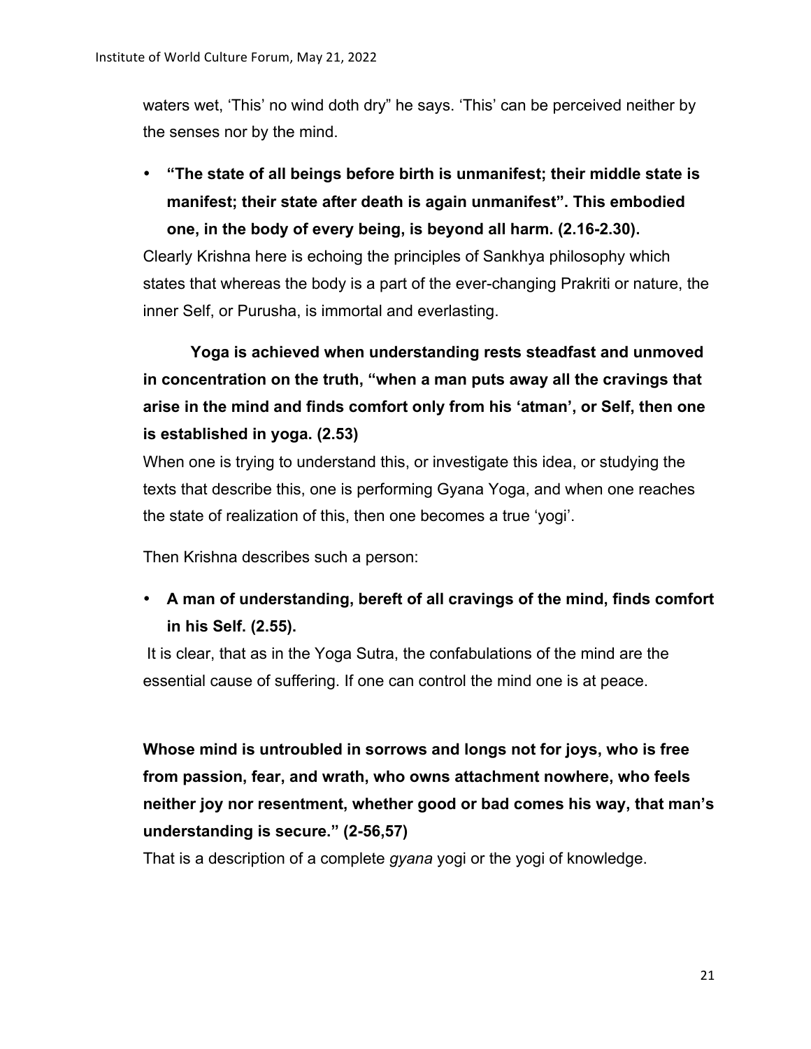waters wet, 'This' no wind doth dry" he says. 'This' can be perceived neither by the senses nor by the mind.

- **"The state of all beings before birth is unmanifest; their middle state is manifest; their state after death is again unmanifest". This embodied one, in the body of every being, is beyond all harm. (2.16-2.30).**

Clearly Krishna here is echoing the principles of Sankhya philosophy which states that whereas the body is a part of the ever-changing Prakriti or nature, the inner Self, or Purusha, is immortal and everlasting.

**Yoga is achieved when understanding rests steadfast and unmoved in concentration on the truth, "when a man puts away all the cravings that arise in the mind and finds comfort only from his 'atman', or Self, then one is established in yoga. (2.53)**

When one is trying to understand this, or investigate this idea, or studying the texts that describe this, one is performing Gyana Yoga, and when one reaches the state of realization of this, then one becomes a true 'yogi'.

Then Krishna describes such a person:

- **A man of understanding, bereft of all cravings of the mind, finds comfort in his Self. (2.55).**

It is clear, that as in the Yoga Sutra, the confabulations of the mind are the essential cause of suffering. If one can control the mind one is at peace.

**Whose mind is untroubled in sorrows and longs not for joys, who is free from passion, fear, and wrath, who owns attachment nowhere, who feels neither joy nor resentment, whether good or bad comes his way, that man's understanding is secure." (2-56,57)**

That is a description of a complete *gyana* yogi or the yogi of knowledge.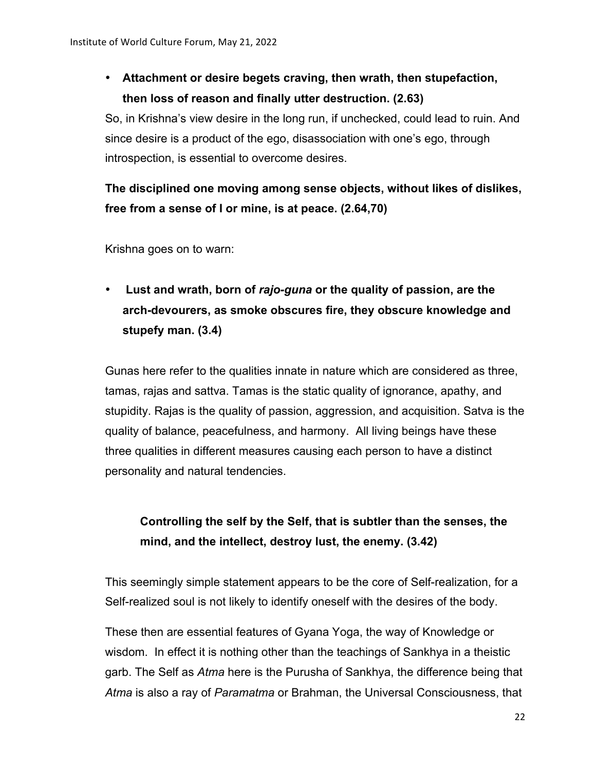- **Attachment or desire begets craving, then wrath, then stupefaction, then loss of reason and finally utter destruction. (2.63)**

So, in Krishna's view desire in the long run, if unchecked, could lead to ruin. And since desire is a product of the ego, disassociation with one's ego, through introspection, is essential to overcome desires.

**The disciplined one moving among sense objects, without likes of dislikes, free from a sense of I or mine, is at peace. (2.64,70)**

Krishna goes on to warn:

- **Lust and wrath, born of *rajo-guna* or the quality of passion, are the arch-devourers, as smoke obscures fire, they obscure knowledge and stupefy man. (3.4)**

Gunas here refer to the qualities innate in nature which are considered as three, tamas, rajas and sattva. Tamas is the static quality of ignorance, apathy, and stupidity. Rajas is the quality of passion, aggression, and acquisition. Satva is the quality of balance, peacefulness, and harmony. All living beings have these three qualities in different measures causing each person to have a distinct personality and natural tendencies.

> **Controlling the self by the Self, that is subtler than the senses, the mind, and the intellect, destroy lust, the enemy. (3.42)**

This seemingly simple statement appears to be the core of Self-realization, for a Self-realized soul is not likely to identify oneself with the desires of the body.

These then are essential features of Gyana Yoga, the way of Knowledge or wisdom. In effect it is nothing other than the teachings of Sankhya in a theistic garb. The Self as *Atma* here is the Purusha of Sankhya, the difference being that *Atma* is also a ray of *Paramatma* or Brahman, the Universal Consciousness, that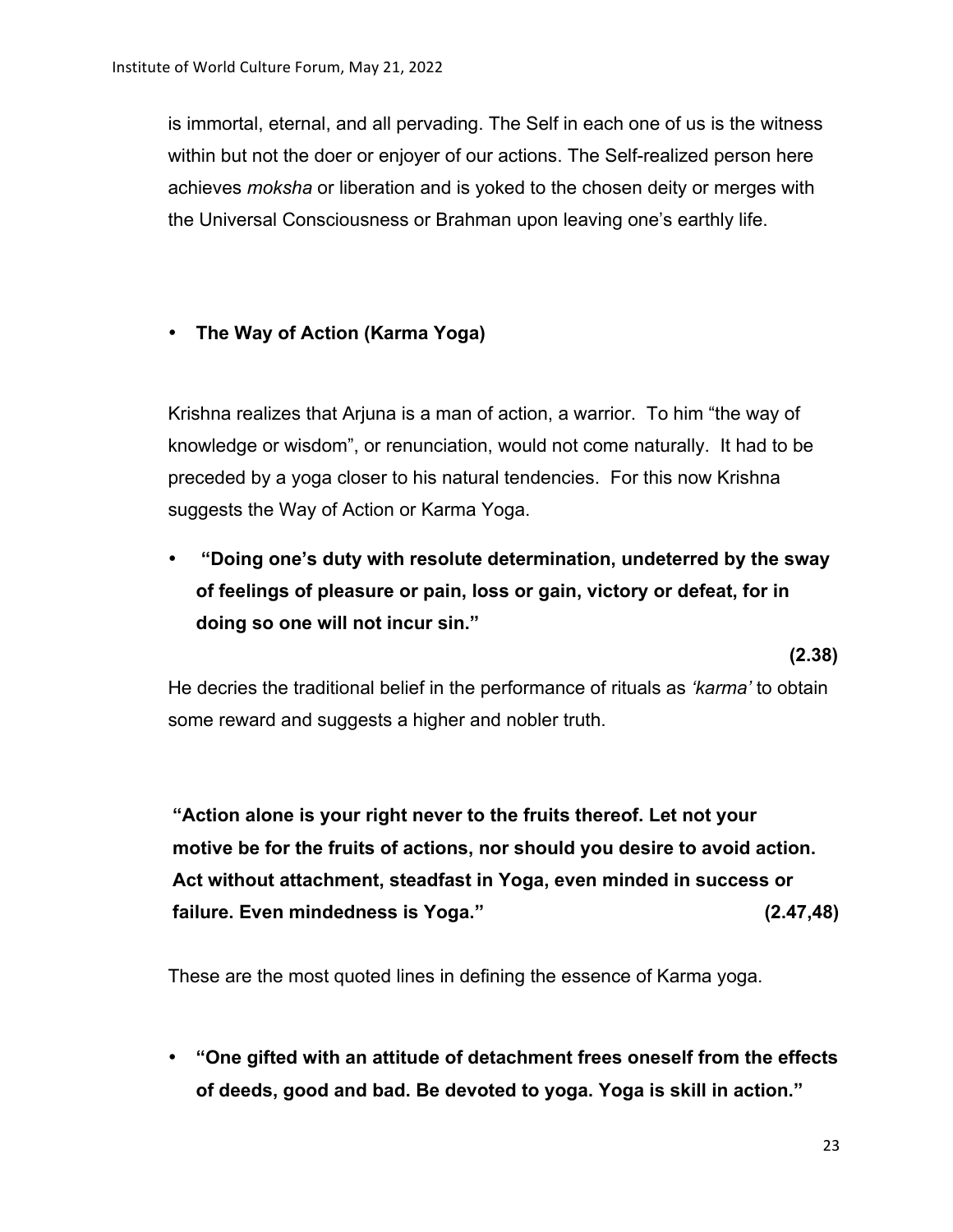is immortal, eternal, and all pervading. The Self in each one of us is the witness within but not the doer or enjoyer of our actions. The Self-realized person here achieves *moksha* or liberation and is yoked to the chosen deity or merges with the Universal Consciousness or Brahman upon leaving one's earthly life.

- **The Way of Action (Karma Yoga)**

Krishna realizes that Arjuna is a man of action, a warrior. To him "the way of knowledge or wisdom", or renunciation, would not come naturally. It had to be preceded by a yoga closer to his natural tendencies. For this now Krishna suggests the Way of Action or Karma Yoga.

- **"Doing one's duty with resolute determination, undeterred by the sway of feelings of pleasure or pain, loss or gain, victory or defeat, for in doing so one will not incur sin."**

**(2.38)**

He decries the traditional belief in the performance of rituals as *'karma'* to obtain some reward and suggests a higher and nobler truth.

**"Action alone is your right never to the fruits thereof. Let not your motive be for the fruits of actions, nor should you desire to avoid action. Act without attachment, steadfast in Yoga, even minded in success or failure. Even mindedness is Yoga." (2.47,48)**

These are the most quoted lines in defining the essence of Karma yoga.

- **"One gifted with an attitude of detachment frees oneself from the effects of deeds, good and bad. Be devoted to yoga. Yoga is skill in action."**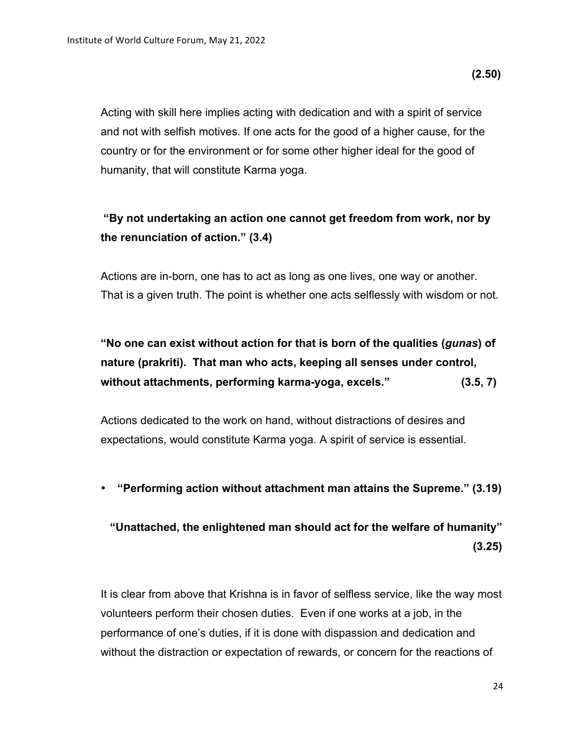**(2.50)**

Acting with skill here implies acting with dedication and with a spirit of service and not with selfish motives. If one acts for the good of a higher cause, for the country or for the environment or for some other higher ideal for the good of humanity, that will constitute Karma yoga.

**"By not undertaking an action one cannot get freedom from work, nor by the renunciation of action." (3.4)**

Actions are in-born, one has to act as long as one lives, one way or another. That is a given truth. The point is whether one acts selflessly with wisdom or not.

**"No one can exist without action for that is born of the qualities (*gunas*) of nature (prakriti). That man who acts, keeping all senses under control, without attachments, performing karma-yoga, excels." (3.5, 7)**

Actions dedicated to the work on hand, without distractions of desires and expectations, would constitute Karma yoga. A spirit of service is essential.

- **"Performing action without attachment man attains the Supreme." (3.19)**

**"Unattached, the enlightened man should act for the welfare of humanity" (3.25)**

It is clear from above that Krishna is in favor of selfless service, like the way most volunteers perform their chosen duties. Even if one works at a job, in the performance of one's duties, if it is done with dispassion and dedication and without the distraction or expectation of rewards, or concern for the reactions of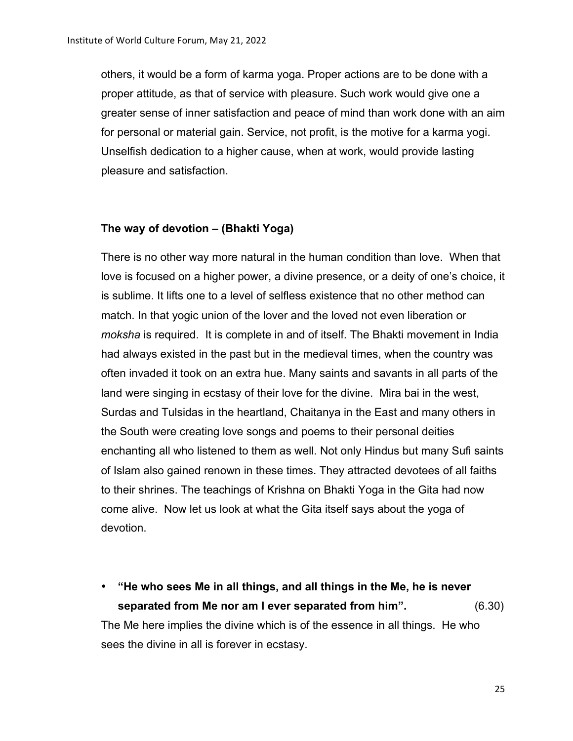others, it would be a form of karma yoga. Proper actions are to be done with a proper attitude, as that of service with pleasure. Such work would give one a greater sense of inner satisfaction and peace of mind than work done with an aim for personal or material gain. Service, not profit, is the motive for a karma yogi. Unselfish dedication to a higher cause, when at work, would provide lasting pleasure and satisfaction.

**The way of devotion – (Bhakti Yoga)**

There is no other way more natural in the human condition than love. When that love is focused on a higher power, a divine presence, or a deity of one's choice, it is sublime. It lifts one to a level of selfless existence that no other method can match. In that yogic union of the lover and the loved not even liberation or *moksha* is required. It is complete in and of itself. The Bhakti movement in India had always existed in the past but in the medieval times, when the country was often invaded it took on an extra hue. Many saints and savants in all parts of the land were singing in ecstasy of their love for the divine. Mira bai in the west, Surdas and Tulsidas in the heartland, Chaitanya in the East and many others in the South were creating love songs and poems to their personal deities enchanting all who listened to them as well. Not only Hindus but many Sufi saints of Islam also gained renown in these times. They attracted devotees of all faiths to their shrines. The teachings of Krishna on Bhakti Yoga in the Gita had now come alive. Now let us look at what the Gita itself says about the yoga of devotion.

- **"He who sees Me in all things, and all things in the Me, he is never separated from Me nor am I ever separated from him".** (6.30)

The Me here implies the divine which is of the essence in all things. He who sees the divine in all is forever in ecstasy.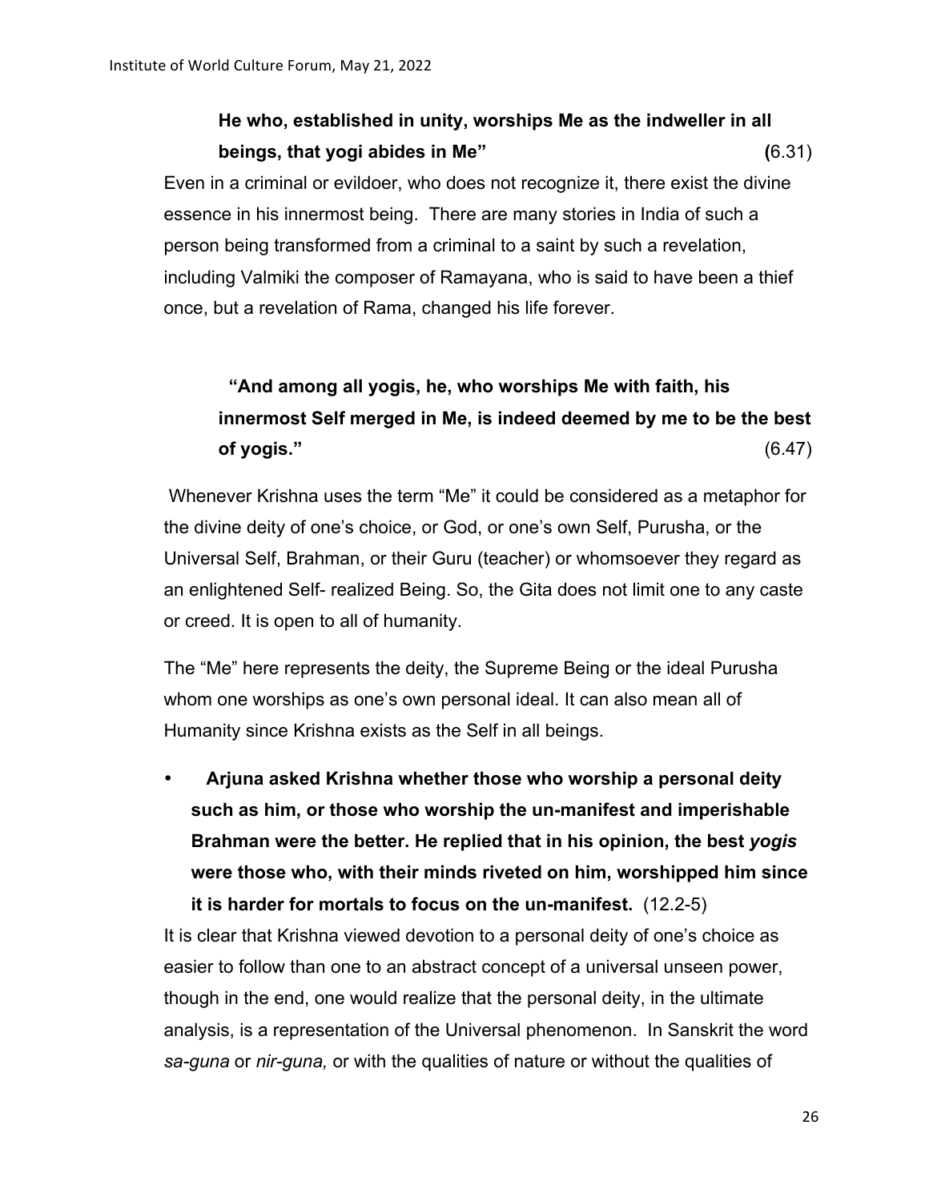**He who, established in unity, worships Me as the indweller in all beings, that yogi abides in Me"** (6.31)

Even in a criminal or evildoer, who does not recognize it, there exist the divine essence in his innermost being. There are many stories in India of such a person being transformed from a criminal to a saint by such a revelation, including Valmiki the composer of Ramayana, who is said to have been a thief once, but a revelation of Rama, changed his life forever.

**"And among all yogis, he, who worships Me with faith, his innermost Self merged in Me, is indeed deemed by me to be the best of yogis."** (6.47)

Whenever Krishna uses the term "Me" it could be considered as a metaphor for the divine deity of one's choice, or God, or one's own Self, Purusha, or the Universal Self, Brahman, or their Guru (teacher) or whomsoever they regard as an enlightened Self- realized Being. So, the Gita does not limit one to any caste or creed. It is open to all of humanity.

The "Me" here represents the deity, the Supreme Being or the ideal Purusha whom one worships as one's own personal ideal. It can also mean all of Humanity since Krishna exists as the Self in all beings.

- **Arjuna asked Krishna whether those who worship a personal deity such as him, or those who worship the un-manifest and imperishable Brahman were the better. He replied that in his opinion, the best *yogis* were those who, with their minds riveted on him, worshipped him since it is harder for mortals to focus on the un-manifest.** (12.2-5)

It is clear that Krishna viewed devotion to a personal deity of one's choice as easier to follow than one to an abstract concept of a universal unseen power, though in the end, one would realize that the personal deity, in the ultimate analysis, is a representation of the Universal phenomenon. In Sanskrit the word *sa-guna* or *nir-guna,* or with the qualities of nature or without the qualities of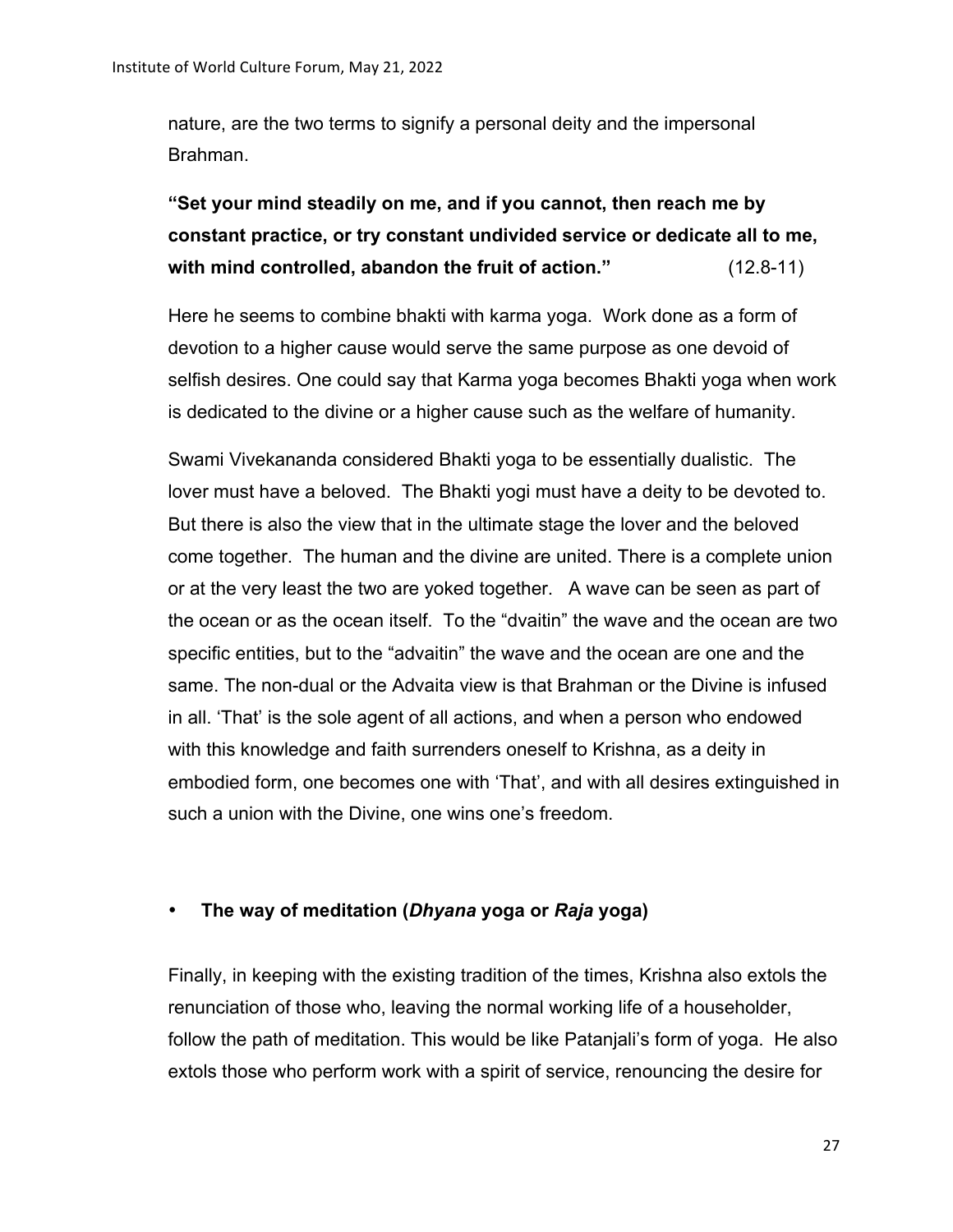nature, are the two terms to signify a personal deity and the impersonal Brahman.

**"Set your mind steadily on me, and if you cannot, then reach me by constant practice, or try constant undivided service or dedicate all to me, with mind controlled, abandon the fruit of action."** (12.8-11)

Here he seems to combine bhakti with karma yoga. Work done as a form of devotion to a higher cause would serve the same purpose as one devoid of selfish desires. One could say that Karma yoga becomes Bhakti yoga when work is dedicated to the divine or a higher cause such as the welfare of humanity.

Swami Vivekananda considered Bhakti yoga to be essentially dualistic. The lover must have a beloved. The Bhakti yogi must have a deity to be devoted to. But there is also the view that in the ultimate stage the lover and the beloved come together. The human and the divine are united. There is a complete union or at the very least the two are yoked together. A wave can be seen as part of the ocean or as the ocean itself. To the "dvaitin" the wave and the ocean are two specific entities, but to the "advaitin" the wave and the ocean are one and the same. The non-dual or the Advaita view is that Brahman or the Divine is infused in all. 'That' is the sole agent of all actions, and when a person who endowed with this knowledge and faith surrenders oneself to Krishna, as a deity in embodied form, one becomes one with 'That', and with all desires extinguished in such a union with the Divine, one wins one's freedom.

- **The way of meditation (*Dhyana* yoga or *Raja* yoga)**

Finally, in keeping with the existing tradition of the times, Krishna also extols the renunciation of those who, leaving the normal working life of a householder, follow the path of meditation. This would be like Patanjali's form of yoga. He also extols those who perform work with a spirit of service, renouncing the desire for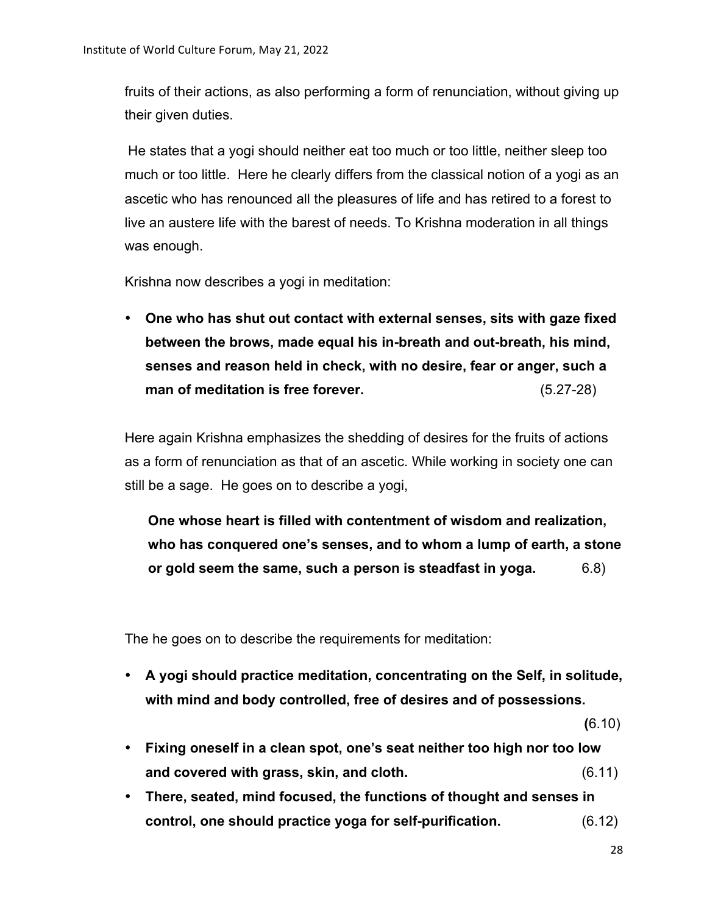fruits of their actions, as also performing a form of renunciation, without giving up their given duties.

He states that a yogi should neither eat too much or too little, neither sleep too much or too little. Here he clearly differs from the classical notion of a yogi as an ascetic who has renounced all the pleasures of life and has retired to a forest to live an austere life with the barest of needs. To Krishna moderation in all things was enough.

Krishna now describes a yogi in meditation:

- **One who has shut out contact with external senses, sits with gaze fixed between the brows, made equal his in-breath and out-breath, his mind, senses and reason held in check, with no desire, fear or anger, such a man of meditation is free forever.** (5.27-28)

Here again Krishna emphasizes the shedding of desires for the fruits of actions as a form of renunciation as that of an ascetic. While working in society one can still be a sage. He goes on to describe a yogi,

> **One whose heart is filled with contentment of wisdom and realization, who has conquered one's senses, and to whom a lump of earth, a stone or gold seem the same, such a person is steadfast in yoga.** 6.8)

The he goes on to describe the requirements for meditation:

- **A yogi should practice meditation, concentrating on the Self, in solitude, with mind and body controlled, free of desires and of possessions.** **(**6.10)
- **Fixing oneself in a clean spot, one's seat neither too high nor too low and covered with grass, skin, and cloth.** (6.11)
- **There, seated, mind focused, the functions of thought and senses in control, one should practice yoga for self-purification.** (6.12)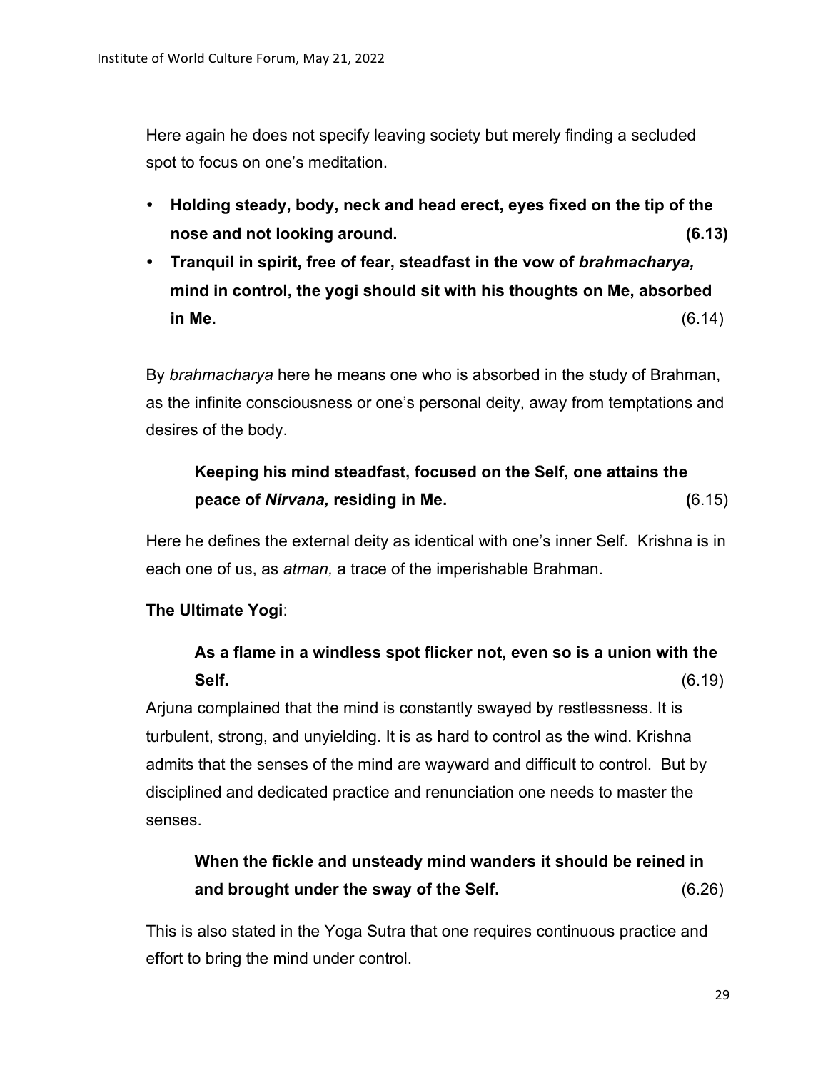Here again he does not specify leaving society but merely finding a secluded spot to focus on one's meditation.

- **Holding steady, body, neck and head erect, eyes fixed on the tip of the nose and not looking around. (6.13)**
- **Tranquil in spirit, free of fear, steadfast in the vow of *brahmacharya,* mind in control, the yogi should sit with his thoughts on Me, absorbed in Me.** (6.14)

By *brahmacharya* here he means one who is absorbed in the study of Brahman, as the infinite consciousness or one's personal deity, away from temptations and desires of the body.

> **Keeping his mind steadfast, focused on the Self, one attains the peace of *Nirvana,* residing in Me. (**6.15)

Here he defines the external deity as identical with one's inner Self. Krishna is in each one of us, as *atman,* a trace of the imperishable Brahman.

**The Ultimate Yogi**:

> **As a flame in a windless spot flicker not, even so is a union with the Self.** (6.19)

Arjuna complained that the mind is constantly swayed by restlessness. It is turbulent, strong, and unyielding. It is as hard to control as the wind. Krishna admits that the senses of the mind are wayward and difficult to control. But by disciplined and dedicated practice and renunciation one needs to master the senses.

> **When the fickle and unsteady mind wanders it should be reined in and brought under the sway of the Self.** (6.26)

This is also stated in the Yoga Sutra that one requires continuous practice and effort to bring the mind under control.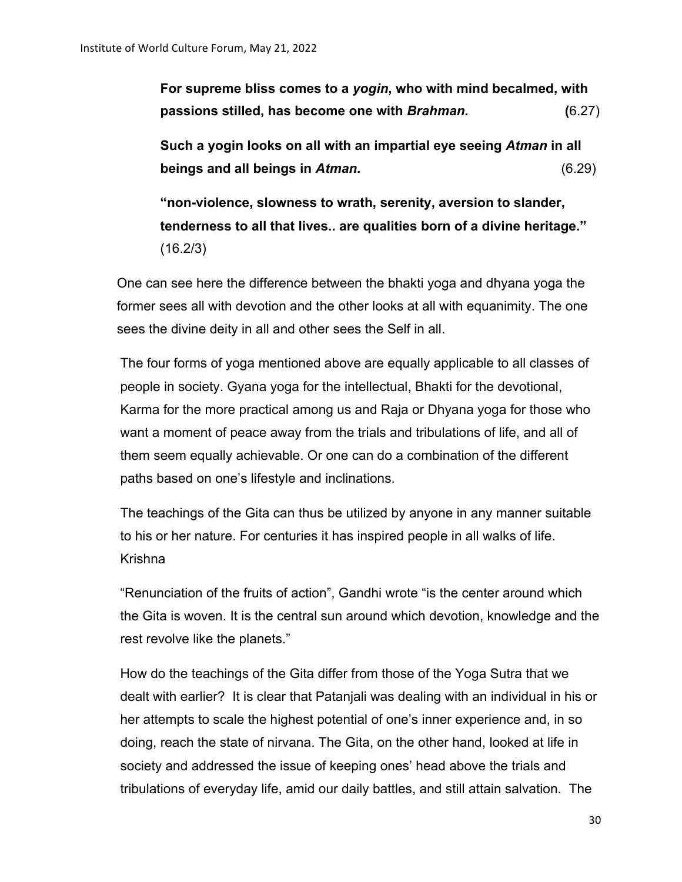> **For supreme bliss comes to a *yogin*, who with mind becalmed, with passions stilled, has become one with *Brahman.* (**6.27)
>
> **Such a yogin looks on all with an impartial eye seeing *Atman* in all beings and all beings in *Atman.*** (6.29)
>
> **"non-violence, slowness to wrath, serenity, aversion to slander, tenderness to all that lives.. are qualities born of a divine heritage."** (16.2/3)

One can see here the difference between the bhakti yoga and dhyana yoga the former sees all with devotion and the other looks at all with equanimity. The one sees the divine deity in all and other sees the Self in all.

The four forms of yoga mentioned above are equally applicable to all classes of people in society. Gyana yoga for the intellectual, Bhakti for the devotional, Karma for the more practical among us and Raja or Dhyana yoga for those who want a moment of peace away from the trials and tribulations of life, and all of them seem equally achievable. Or one can do a combination of the different paths based on one's lifestyle and inclinations.

The teachings of the Gita can thus be utilized by anyone in any manner suitable to his or her nature. For centuries it has inspired people in all walks of life. Krishna

"Renunciation of the fruits of action", Gandhi wrote "is the center around which the Gita is woven. It is the central sun around which devotion, knowledge and the rest revolve like the planets."

How do the teachings of the Gita differ from those of the Yoga Sutra that we dealt with earlier? It is clear that Patanjali was dealing with an individual in his or her attempts to scale the highest potential of one's inner experience and, in so doing, reach the state of nirvana. The Gita, on the other hand, looked at life in society and addressed the issue of keeping ones' head above the trials and tribulations of everyday life, amid our daily battles, and still attain salvation. The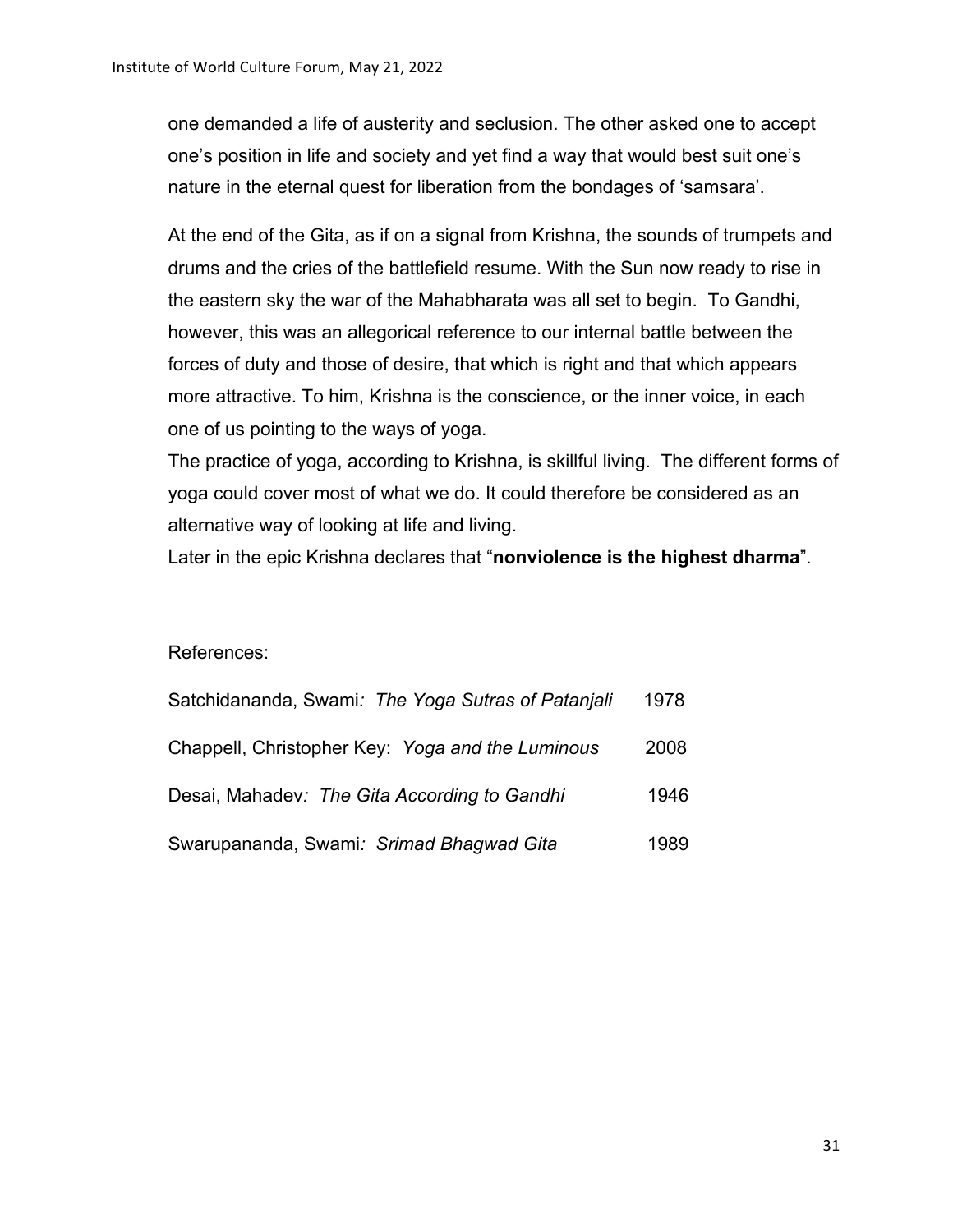one demanded a life of austerity and seclusion. The other asked one to accept one's position in life and society and yet find a way that would best suit one's nature in the eternal quest for liberation from the bondages of 'samsara'.

At the end of the Gita, as if on a signal from Krishna, the sounds of trumpets and drums and the cries of the battlefield resume. With the Sun now ready to rise in the eastern sky the war of the Mahabharata was all set to begin. To Gandhi, however, this was an allegorical reference to our internal battle between the forces of duty and those of desire, that which is right and that which appears more attractive. To him, Krishna is the conscience, or the inner voice, in each one of us pointing to the ways of yoga.

The practice of yoga, according to Krishna, is skillful living. The different forms of yoga could cover most of what we do. It could therefore be considered as an alternative way of looking at life and living.

Later in the epic Krishna declares that "**nonviolence is the highest dharma**".

References:

Satchidananda, Swami*: The Yoga Sutras of Patanjali* 1978

Chappell, Christopher Key: *Yoga and the Luminous* 2008

Desai, Mahadev*: The Gita According to Gandhi* 1946

Swarupananda, Swami*: Srimad Bhagwad Gita* 1989